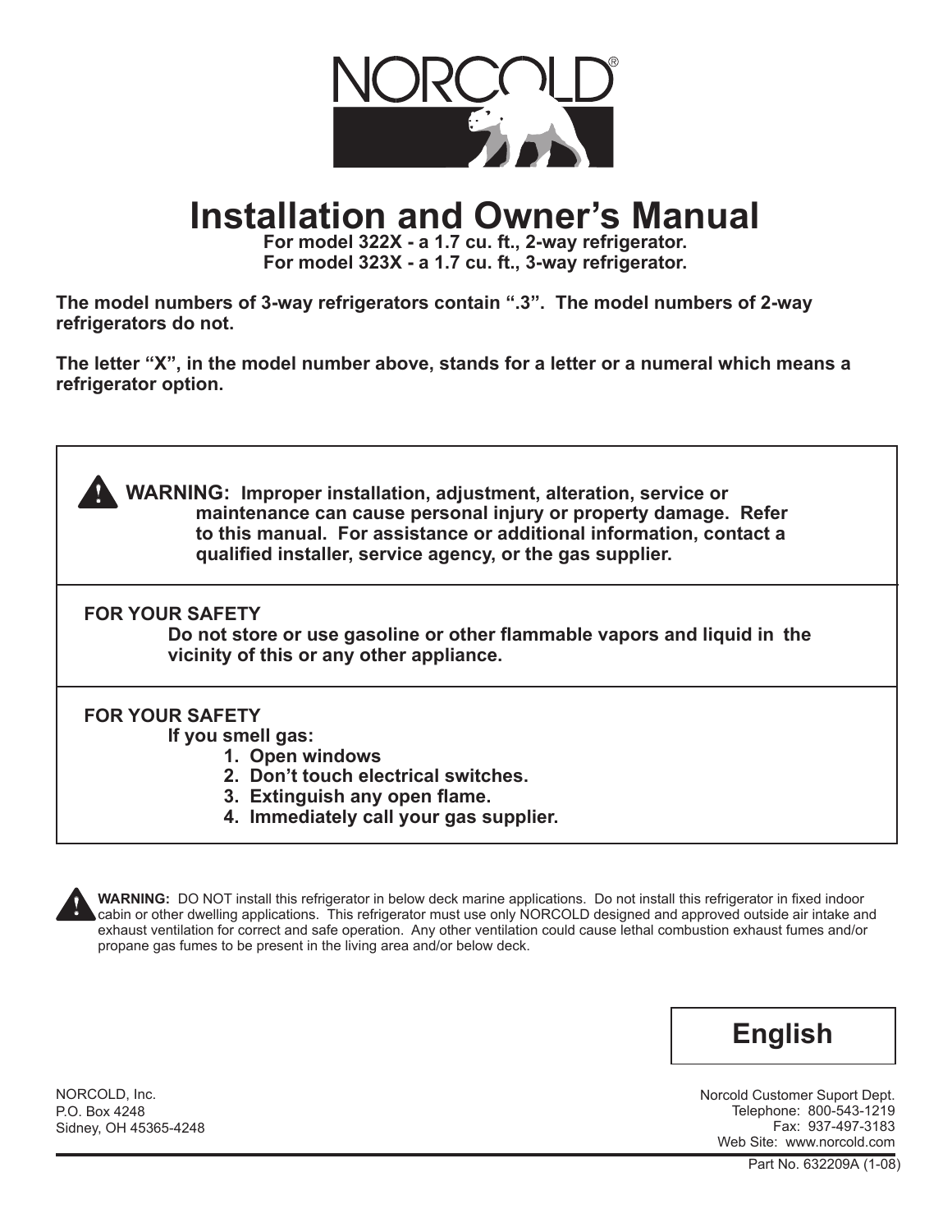NORCOLD®

# Installation and Owner's Manual

**For model 322X - a 1.7 cu. ft., 2-way refrigerator.**
**For model 323X - a 1.7 cu. ft., 3-way refrigerator.**

**The model numbers of 3-way refrigerators contain ".3". The model numbers of 2-way refrigerators do not.**

**The letter "X", in the model number above, stands for a letter or a numeral which means a refrigerator option.**

---

**WARNING: Improper installation, adjustment, alteration, service or maintenance can cause personal injury or property damage. Refer to this manual. For assistance or additional information, contact a qualified installer, service agency, or the gas supplier.**

---

**FOR YOUR SAFETY**
**Do not store or use gasoline or other flammable vapors and liquid in the vicinity of this or any other appliance.**

---

**FOR YOUR SAFETY**
**If you smell gas:**

1. **Open windows**
2. **Don't touch electrical switches.**
3. **Extinguish any open flame.**
4. **Immediately call your gas supplier.**

---

**WARNING:** DO NOT install this refrigerator in below deck marine applications. Do not install this refrigerator in fixed indoor cabin or other dwelling applications. This refrigerator must use only NORCOLD designed and approved outside air intake and exhaust ventilation for correct and safe operation. Any other ventilation could cause lethal combustion exhaust fumes and/or propane gas fumes to be present in the living area and/or below deck.

**English**

NORCOLD, Inc.
P.O. Box 4248
Sidney, OH 45365-4248

Norcold Customer Suport Dept.
Telephone: 800-543-1219
Fax: 937-497-3183
Web Site: www.norcold.com

Part No. 632209A (1-08)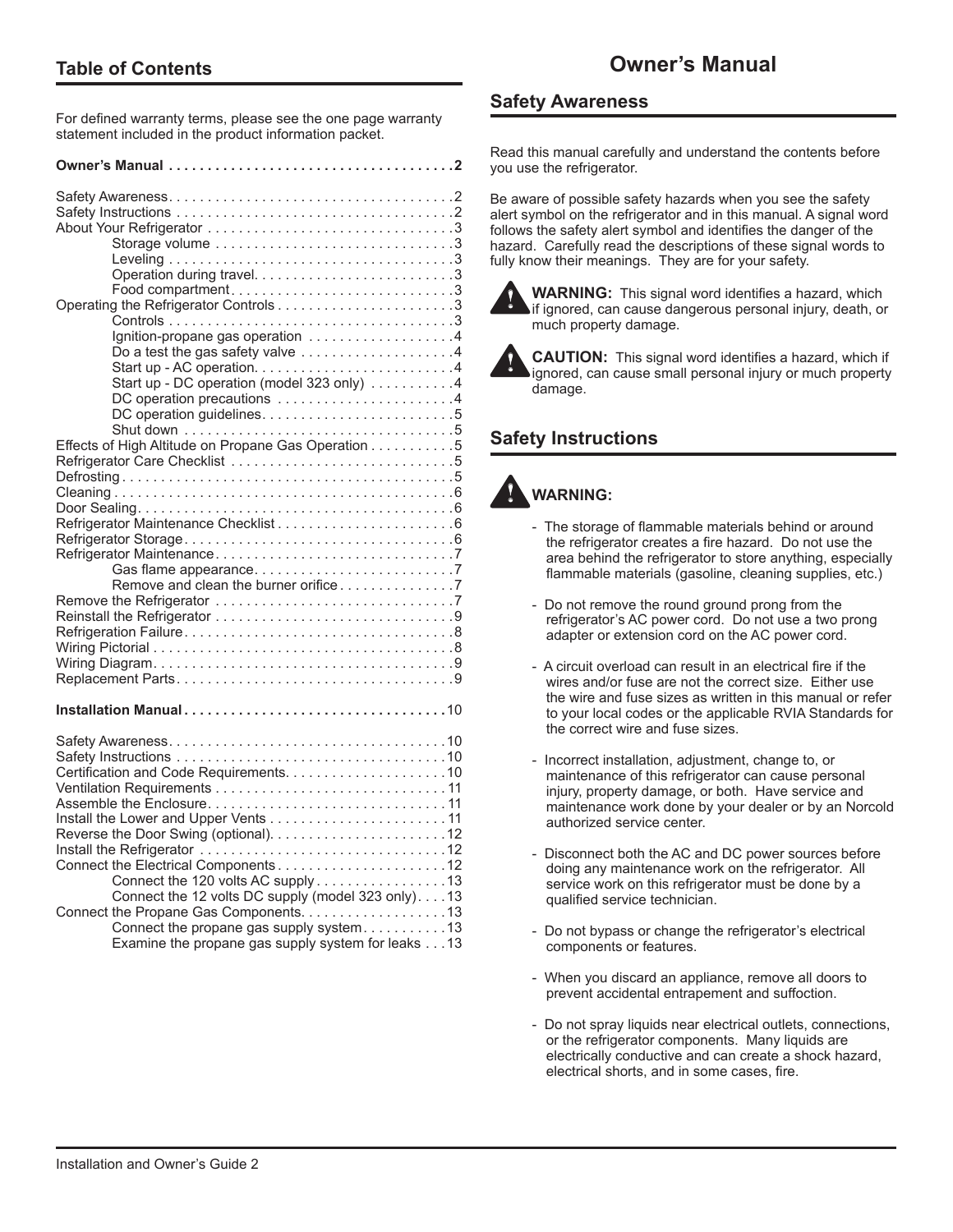## Table of Contents

For defined warranty terms, please see the one page warranty statement included in the product information packet.

**Owner's Manual . . . . . . . . . . . . . . . . . . . . . . . . . . . . . . . . . . . . . 2**

Safety Awareness. . . . . . . . . . . . . . . . . . . . . . . . . . . . . . . . . . . . . 2
Safety Instructions . . . . . . . . . . . . . . . . . . . . . . . . . . . . . . . . . . . . 2
About Your Refrigerator . . . . . . . . . . . . . . . . . . . . . . . . . . . . . . . . 3
- Storage volume . . . . . . . . . . . . . . . . . . . . . . . . . . . . . . . 3
- Leveling . . . . . . . . . . . . . . . . . . . . . . . . . . . . . . . . . . . . . 3
- Operation during travel. . . . . . . . . . . . . . . . . . . . . . . . . . 3
- Food compartment. . . . . . . . . . . . . . . . . . . . . . . . . . . . . 3

Operating the Refrigerator Controls . . . . . . . . . . . . . . . . . . . . . . . 3
- Controls . . . . . . . . . . . . . . . . . . . . . . . . . . . . . . . . . . . . . 3
- Ignition-propane gas operation . . . . . . . . . . . . . . . . . . . 4
- Do a test the gas safety valve . . . . . . . . . . . . . . . . . . . . 4
- Start up - AC operation. . . . . . . . . . . . . . . . . . . . . . . . . . 4
- Start up - DC operation (model 323 only) . . . . . . . . . . . 4
- DC operation precautions . . . . . . . . . . . . . . . . . . . . . . . 4
- DC operation guidelines. . . . . . . . . . . . . . . . . . . . . . . . . 5
- Shut down . . . . . . . . . . . . . . . . . . . . . . . . . . . . . . . . . . . 5

Effects of High Altitude on Propane Gas Operation . . . . . . . . . . . 5
Refrigerator Care Checklist . . . . . . . . . . . . . . . . . . . . . . . . . . . . . 5
Defrosting . . . . . . . . . . . . . . . . . . . . . . . . . . . . . . . . . . . . . . . . . . . 5
Cleaning . . . . . . . . . . . . . . . . . . . . . . . . . . . . . . . . . . . . . . . . . . . . 6
Door Sealing. . . . . . . . . . . . . . . . . . . . . . . . . . . . . . . . . . . . . . . . . 6
Refrigerator Maintenance Checklist . . . . . . . . . . . . . . . . . . . . . . . 6
Refrigerator Storage. . . . . . . . . . . . . . . . . . . . . . . . . . . . . . . . . . . 6
Refrigerator Maintenance. . . . . . . . . . . . . . . . . . . . . . . . . . . . . . . 7
- Gas flame appearance. . . . . . . . . . . . . . . . . . . . . . . . . . 7
- Remove and clean the burner orifice . . . . . . . . . . . . . . 7

Remove the Refrigerator . . . . . . . . . . . . . . . . . . . . . . . . . . . . . . . 7
Reinstall the Refrigerator . . . . . . . . . . . . . . . . . . . . . . . . . . . . . . . 9
Refrigeration Failure. . . . . . . . . . . . . . . . . . . . . . . . . . . . . . . . . . . 8
Wiring Pictorial . . . . . . . . . . . . . . . . . . . . . . . . . . . . . . . . . . . . . . . 8
Wiring Diagram. . . . . . . . . . . . . . . . . . . . . . . . . . . . . . . . . . . . . . . 9
Replacement Parts. . . . . . . . . . . . . . . . . . . . . . . . . . . . . . . . . . . . 9

**Installation Manual . . . . . . . . . . . . . . . . . . . . . . . . . . . . . . . . . . 10**

Safety Awareness. . . . . . . . . . . . . . . . . . . . . . . . . . . . . . . . . . . . 10
Safety Instructions . . . . . . . . . . . . . . . . . . . . . . . . . . . . . . . . . . . 10
Certification and Code Requirements. . . . . . . . . . . . . . . . . . . . . 10
Ventilation Requirements . . . . . . . . . . . . . . . . . . . . . . . . . . . . . . 11
Assemble the Enclosure. . . . . . . . . . . . . . . . . . . . . . . . . . . . . . . 11
Install the Lower and Upper Vents . . . . . . . . . . . . . . . . . . . . . . . 11
Reverse the Door Swing (optional). . . . . . . . . . . . . . . . . . . . . . . 12
Install the Refrigerator . . . . . . . . . . . . . . . . . . . . . . . . . . . . . . . . 12
Connect the Electrical Components . . . . . . . . . . . . . . . . . . . . . . 12
- Connect the 120 volts AC supply . . . . . . . . . . . . . . . . . 13
- Connect the 12 volts DC supply (model 323 only). . . . 13

Connect the Propane Gas Components. . . . . . . . . . . . . . . . . . . 13
- Connect the propane gas supply system. . . . . . . . . . . 13
- Examine the propane gas supply system for leaks . . . 13

# Owner's Manual

## Safety Awareness

Read this manual carefully and understand the contents before you use the refrigerator.

Be aware of possible safety hazards when you see the safety alert symbol on the refrigerator and in this manual. A signal word follows the safety alert symbol and identifies the danger of the hazard. Carefully read the descriptions of these signal words to fully know their meanings. They are for your safety.

**WARNING:** This signal word identifies a hazard, which if ignored, can cause dangerous personal injury, death, or much property damage.

**CAUTION:** This signal word identifies a hazard, which if ignored, can cause small personal injury or much property damage.

## Safety Instructions

**WARNING:**

- The storage of flammable materials behind or around the refrigerator creates a fire hazard. Do not use the area behind the refrigerator to store anything, especially flammable materials (gasoline, cleaning supplies, etc.)
- Do not remove the round ground prong from the refrigerator's AC power cord. Do not use a two prong adapter or extension cord on the AC power cord.
- A circuit overload can result in an electrical fire if the wires and/or fuse are not the correct size. Either use the wire and fuse sizes as written in this manual or refer to your local codes or the applicable RVIA Standards for the correct wire and fuse sizes.
- Incorrect installation, adjustment, change to, or maintenance of this refrigerator can cause personal injury, property damage, or both. Have service and maintenance work done by your dealer or by an Norcold authorized service center.
- Disconnect both the AC and DC power sources before doing any maintenance work on the refrigerator. All service work on this refrigerator must be done by a qualified service technician.
- Do not bypass or change the refrigerator's electrical components or features.
- When you discard an appliance, remove all doors to prevent accidental entrapement and suffoction.
- Do not spray liquids near electrical outlets, connections, or the refrigerator components. Many liquids are electrically conductive and can create a shock hazard, electrical shorts, and in some cases, fire.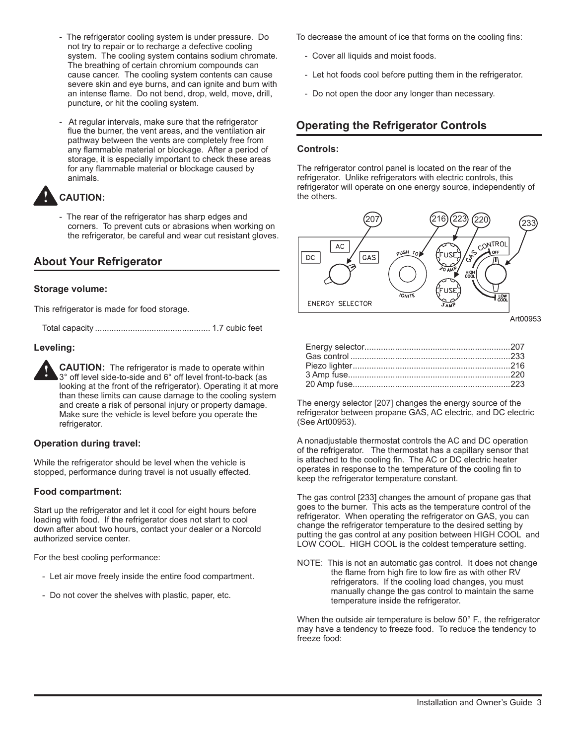- The refrigerator cooling system is under pressure. Do not try to repair or to recharge a defective cooling system. The cooling system contains sodium chromate. The breathing of certain chromium compounds can cause cancer. The cooling system contents can cause severe skin and eye burns, and can ignite and burn with an intense flame. Do not bend, drop, weld, move, drill, puncture, or hit the cooling system.

- At regular intervals, make sure that the refrigerator flue the burner, the vent areas, and the ventilation air pathway between the vents are completely free from any flammable material or blockage. After a period of storage, it is especially important to check these areas for any flammable material or blockage caused by animals.

**CAUTION:**

- The rear of the refrigerator has sharp edges and corners. To prevent cuts or abrasions when working on the refrigerator, be careful and wear cut resistant gloves.

## About Your Refrigerator

### Storage volume:

This refrigerator is made for food storage.

Total capacity ................................................. 1.7 cubic feet

### Leveling:

**CAUTION:** The refrigerator is made to operate within 3° off level side-to-side and 6° off level front-to-back (as looking at the front of the refrigerator). Operating it at more than these limits can cause damage to the cooling system and create a risk of personal injury or property damage. Make sure the vehicle is level before you operate the refrigerator.

### Operation during travel:

While the refrigerator should be level when the vehicle is stopped, performance during travel is not usually effected.

### Food compartment:

Start up the refrigerator and let it cool for eight hours before loading with food. If the refrigerator does not start to cool down after about two hours, contact your dealer or a Norcold authorized service center.

For the best cooling performance:

- Let air move freely inside the entire food compartment.
- Do not cover the shelves with plastic, paper, etc.

To decrease the amount of ice that forms on the cooling fins:

- Cover all liquids and moist foods.
- Let hot foods cool before putting them in the refrigerator.
- Do not open the door any longer than necessary.

## Operating the Refrigerator Controls

### Controls:

The refrigerator control panel is located on the rear of the refrigerator. Unlike refrigerators with electric controls, this refrigerator will operate on one energy source, independently of the others.

Art00953

Energy selector.............................................................207
Gas control ...................................................................233
Piezo lighter..................................................................216
3 Amp fuse....................................................................220
20 Amp fuse..................................................................223

The energy selector [207] changes the energy source of the refrigerator between propane GAS, AC electric, and DC electric (See Art00953).

A nonadjustable thermostat controls the AC and DC operation of the refrigerator. The thermostat has a capillary sensor that is attached to the cooling fin. The AC or DC electric heater operates in response to the temperature of the cooling fin to keep the refrigerator temperature constant.

The gas control [233] changes the amount of propane gas that goes to the burner. This acts as the temperature control of the refrigerator. When operating the refrigerator on GAS, you can change the refrigerator temperature to the desired setting by putting the gas control at any position between HIGH COOL and LOW COOL. HIGH COOL is the coldest temperature setting.

NOTE: This is not an automatic gas control. It does not change the flame from high fire to low fire as with other RV refrigerators. If the cooling load changes, you must manually change the gas control to maintain the same temperature inside the refrigerator.

When the outside air temperature is below 50° F., the refrigerator may have a tendency to freeze food. To reduce the tendency to freeze food: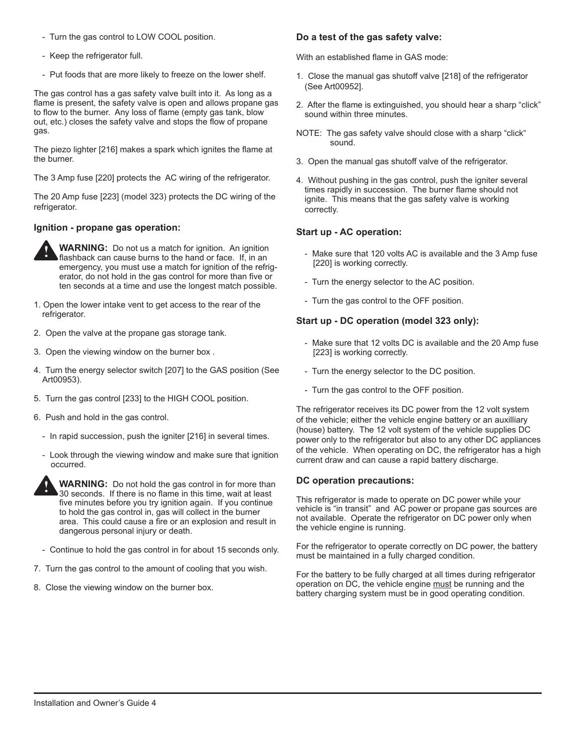- Turn the gas control to LOW COOL position.
- Keep the refrigerator full.
- Put foods that are more likely to freeze on the lower shelf.

The gas control has a gas safety valve built into it. As long as a flame is present, the safety valve is open and allows propane gas to flow to the burner. Any loss of flame (empty gas tank, blow out, etc.) closes the safety valve and stops the flow of propane gas.

The piezo lighter [216] makes a spark which ignites the flame at the burner.

The 3 Amp fuse [220] protects the AC wiring of the refrigerator.

The 20 Amp fuse [223] (model 323) protects the DC wiring of the refrigerator.

### Ignition - propane gas operation:

**WARNING:** Do not us a match for ignition. An ignition flashback can cause burns to the hand or face. If, in an emergency, you must use a match for ignition of the refrigerator, do not hold in the gas control for more than five or ten seconds at a time and use the longest match possible.

1. Open the lower intake vent to get access to the rear of the refrigerator.
2. Open the valve at the propane gas storage tank.
3. Open the viewing window on the burner box .
4. Turn the energy selector switch [207] to the GAS position (See Art00953).
5. Turn the gas control [233] to the HIGH COOL position.
6. Push and hold in the gas control.
   - In rapid succession, push the igniter [216] in several times.
   - Look through the viewing window and make sure that ignition occurred.

   **WARNING:** Do not hold the gas control in for more than 30 seconds. If there is no flame in this time, wait at least five minutes before you try ignition again. If you continue to hold the gas control in, gas will collect in the burner area. This could cause a fire or an explosion and result in dangerous personal injury or death.

   - Continue to hold the gas control in for about 15 seconds only.
7. Turn the gas control to the amount of cooling that you wish.
8. Close the viewing window on the burner box.

### Do a test of the gas safety valve:

With an established flame in GAS mode:

1. Close the manual gas shutoff valve [218] of the refrigerator (See Art00952].
2. After the flame is extinguished, you should hear a sharp "click" sound within three minutes.

NOTE: The gas safety valve should close with a sharp "click" sound.

3. Open the manual gas shutoff valve of the refrigerator.
4. Without pushing in the gas control, push the igniter several times rapidly in succession. The burner flame should not ignite. This means that the gas safety valve is working correctly.

### Start up - AC operation:

- Make sure that 120 volts AC is available and the 3 Amp fuse [220] is working correctly.
- Turn the energy selector to the AC position.
- Turn the gas control to the OFF position.

### Start up - DC operation (model 323 only):

- Make sure that 12 volts DC is available and the 20 Amp fuse [223] is working correctly.
- Turn the energy selector to the DC position.
- Turn the gas control to the OFF position.

The refrigerator receives its DC power from the 12 volt system of the vehicle; either the vehicle engine battery or an auxilliary (house) battery. The 12 volt system of the vehicle supplies DC power only to the refrigerator but also to any other DC appliances of the vehicle. When operating on DC, the refrigerator has a high current draw and can cause a rapid battery discharge.

### DC operation precautions:

This refrigerator is made to operate on DC power while your vehicle is "in transit" and AC power or propane gas sources are not available. Operate the refrigerator on DC power only when the vehicle engine is running.

For the refrigerator to operate correctly on DC power, the battery must be maintained in a fully charged condition.

For the battery to be fully charged at all times during refrigerator operation on DC, the vehicle engine <u>must</u> be running and the battery charging system must be in good operating condition.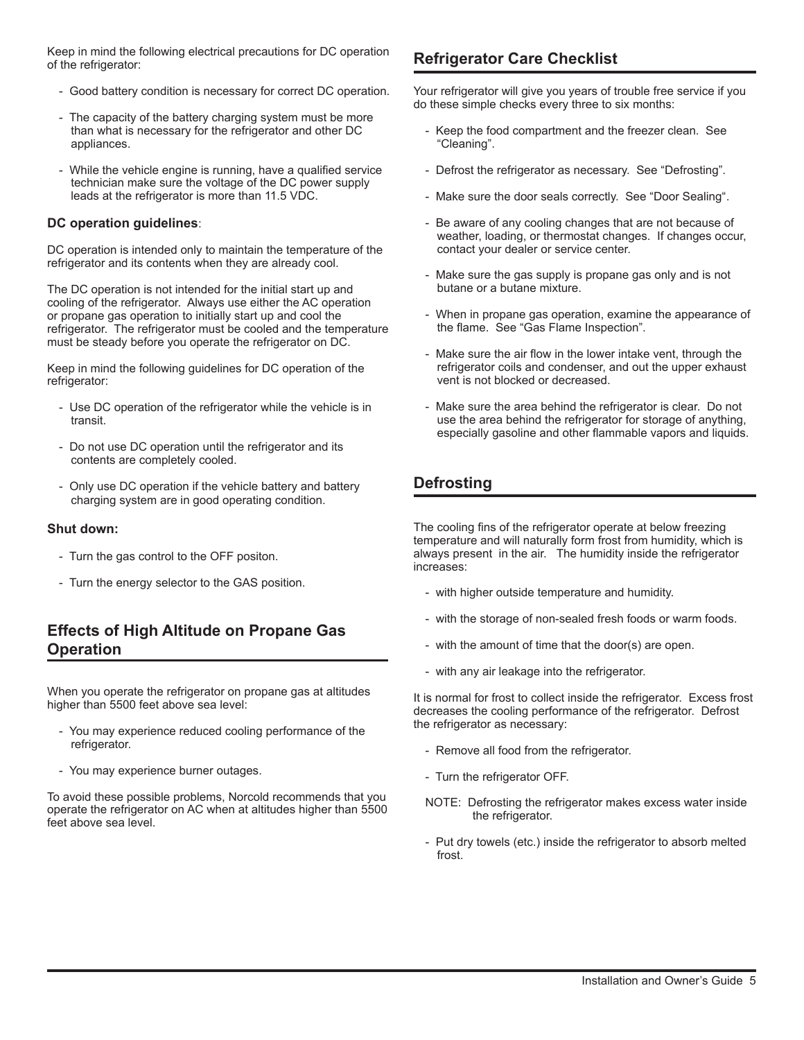Keep in mind the following electrical precautions for DC operation of the refrigerator:

- Good battery condition is necessary for correct DC operation.
- The capacity of the battery charging system must be more than what is necessary for the refrigerator and other DC appliances.
- While the vehicle engine is running, have a qualified service technician make sure the voltage of the DC power supply leads at the refrigerator is more than 11.5 VDC.

**DC operation guidelines**:

DC operation is intended only to maintain the temperature of the refrigerator and its contents when they are already cool.

The DC operation is not intended for the initial start up and cooling of the refrigerator. Always use either the AC operation or propane gas operation to initially start up and cool the refrigerator. The refrigerator must be cooled and the temperature must be steady before you operate the refrigerator on DC.

Keep in mind the following guidelines for DC operation of the refrigerator:

- Use DC operation of the refrigerator while the vehicle is in transit.
- Do not use DC operation until the refrigerator and its contents are completely cooled.
- Only use DC operation if the vehicle battery and battery charging system are in good operating condition.

**Shut down:**

- Turn the gas control to the OFF positon.
- Turn the energy selector to the GAS position.

## Effects of High Altitude on Propane Gas Operation

When you operate the refrigerator on propane gas at altitudes higher than 5500 feet above sea level:

- You may experience reduced cooling performance of the refrigerator.
- You may experience burner outages.

To avoid these possible problems, Norcold recommends that you operate the refrigerator on AC when at altitudes higher than 5500 feet above sea level.

## Refrigerator Care Checklist

Your refrigerator will give you years of trouble free service if you do these simple checks every three to six months:

- Keep the food compartment and the freezer clean. See “Cleaning”.
- Defrost the refrigerator as necessary. See “Defrosting”.
- Make sure the door seals correctly. See “Door Sealing“.
- Be aware of any cooling changes that are not because of weather, loading, or thermostat changes. If changes occur, contact your dealer or service center.
- Make sure the gas supply is propane gas only and is not butane or a butane mixture.
- When in propane gas operation, examine the appearance of the flame. See “Gas Flame Inspection”.
- Make sure the air flow in the lower intake vent, through the refrigerator coils and condenser, and out the upper exhaust vent is not blocked or decreased.
- Make sure the area behind the refrigerator is clear. Do not use the area behind the refrigerator for storage of anything, especially gasoline and other flammable vapors and liquids.

## Defrosting

The cooling fins of the refrigerator operate at below freezing temperature and will naturally form frost from humidity, which is always present in the air. The humidity inside the refrigerator increases:

- with higher outside temperature and humidity.
- with the storage of non-sealed fresh foods or warm foods.
- with the amount of time that the door(s) are open.
- with any air leakage into the refrigerator.

It is normal for frost to collect inside the refrigerator. Excess frost decreases the cooling performance of the refrigerator. Defrost the refrigerator as necessary:

- Remove all food from the refrigerator.
- Turn the refrigerator OFF.

NOTE: Defrosting the refrigerator makes excess water inside the refrigerator.

- Put dry towels (etc.) inside the refrigerator to absorb melted frost.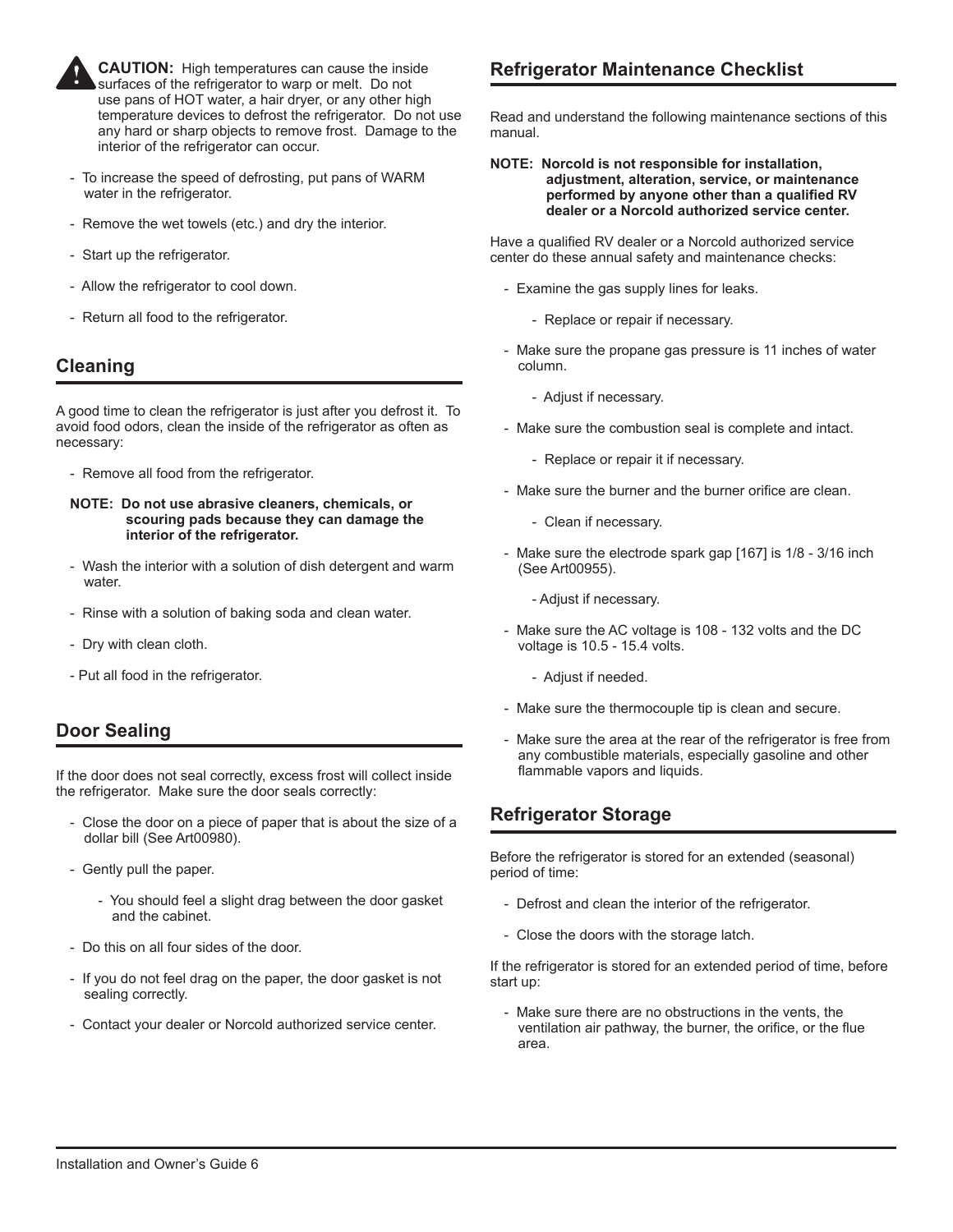**CAUTION:** High temperatures can cause the inside surfaces of the refrigerator to warp or melt. Do not use pans of HOT water, a hair dryer, or any other high temperature devices to defrost the refrigerator. Do not use any hard or sharp objects to remove frost. Damage to the interior of the refrigerator can occur.

- To increase the speed of defrosting, put pans of WARM water in the refrigerator.
- Remove the wet towels (etc.) and dry the interior.
- Start up the refrigerator.
- Allow the refrigerator to cool down.
- Return all food to the refrigerator.

## Cleaning

A good time to clean the refrigerator is just after you defrost it. To avoid food odors, clean the inside of the refrigerator as often as necessary:

- Remove all food from the refrigerator.

**NOTE: Do not use abrasive cleaners, chemicals, or scouring pads because they can damage the interior of the refrigerator.**

- Wash the interior with a solution of dish detergent and warm water.
- Rinse with a solution of baking soda and clean water.
- Dry with clean cloth.
- Put all food in the refrigerator.

## Door Sealing

If the door does not seal correctly, excess frost will collect inside the refrigerator. Make sure the door seals correctly:

- Close the door on a piece of paper that is about the size of a dollar bill (See Art00980).
- Gently pull the paper.
  - You should feel a slight drag between the door gasket and the cabinet.
- Do this on all four sides of the door.
- If you do not feel drag on the paper, the door gasket is not sealing correctly.
- Contact your dealer or Norcold authorized service center.

## Refrigerator Maintenance Checklist

Read and understand the following maintenance sections of this manual.

**NOTE: Norcold is not responsible for installation, adjustment, alteration, service, or maintenance performed by anyone other than a qualified RV dealer or a Norcold authorized service center.**

Have a qualified RV dealer or a Norcold authorized service center do these annual safety and maintenance checks:

- Examine the gas supply lines for leaks.
  - Replace or repair if necessary.
- Make sure the propane gas pressure is 11 inches of water column.
  - Adjust if necessary.
- Make sure the combustion seal is complete and intact.
  - Replace or repair it if necessary.
- Make sure the burner and the burner orifice are clean.
  - Clean if necessary.
- Make sure the electrode spark gap [167] is 1/8 - 3/16 inch (See Art00955).
  - Adjust if necessary.
- Make sure the AC voltage is 108 - 132 volts and the DC voltage is 10.5 - 15.4 volts.
  - Adjust if needed.
- Make sure the thermocouple tip is clean and secure.
- Make sure the area at the rear of the refrigerator is free from any combustible materials, especially gasoline and other flammable vapors and liquids.

## Refrigerator Storage

Before the refrigerator is stored for an extended (seasonal) period of time:

- Defrost and clean the interior of the refrigerator.
- Close the doors with the storage latch.

If the refrigerator is stored for an extended period of time, before start up:

- Make sure there are no obstructions in the vents, the ventilation air pathway, the burner, the orifice, or the flue area.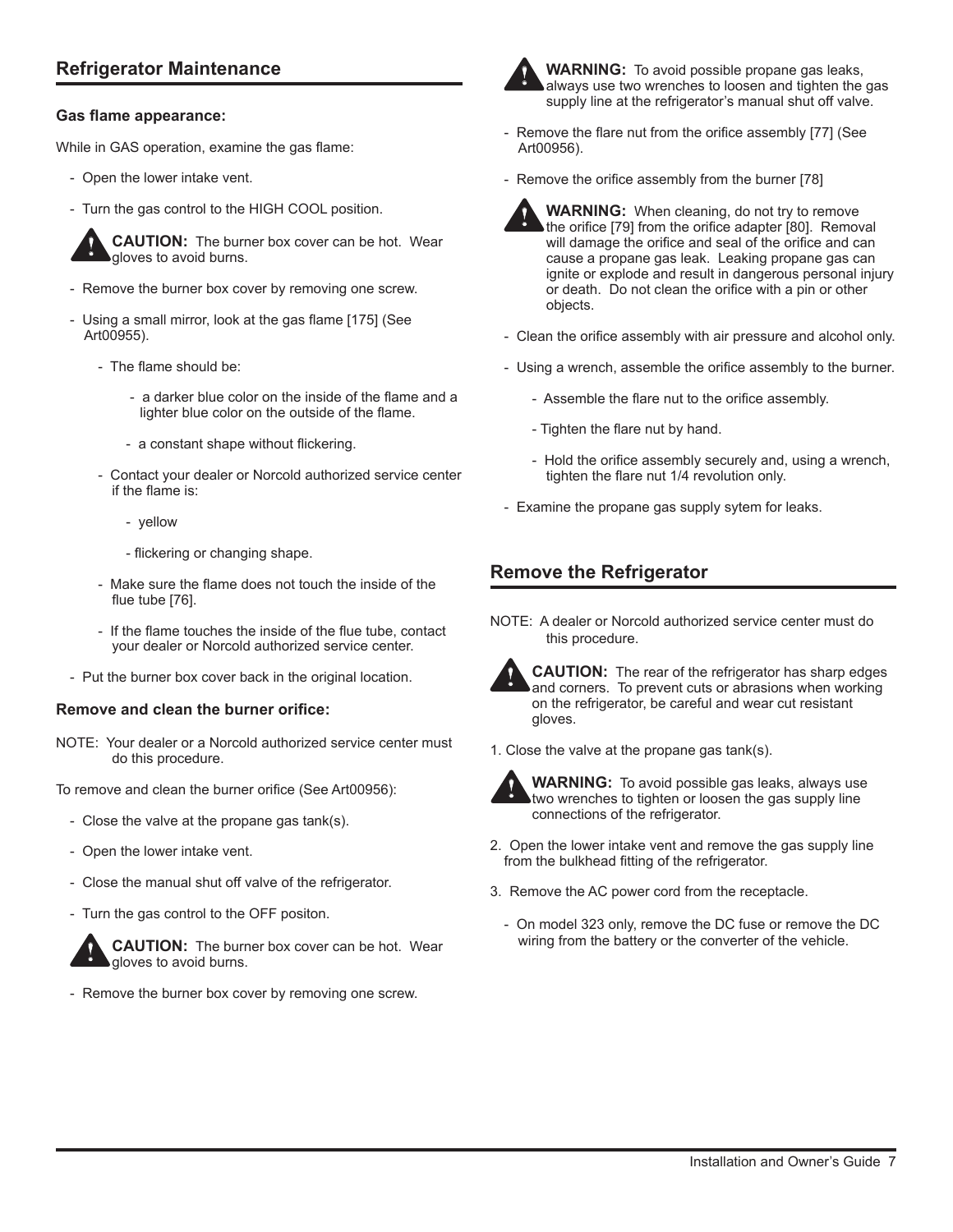## Refrigerator Maintenance

### Gas flame appearance:

While in GAS operation, examine the gas flame:

- Open the lower intake vent.
- Turn the gas control to the HIGH COOL position.

**CAUTION:** The burner box cover can be hot. Wear gloves to avoid burns.

- Remove the burner box cover by removing one screw.
- Using a small mirror, look at the gas flame [175] (See Art00955).
  - The flame should be:
    - a darker blue color on the inside of the flame and a lighter blue color on the outside of the flame.
    - a constant shape without flickering.
  - Contact your dealer or Norcold authorized service center if the flame is:
    - yellow
    - flickering or changing shape.
  - Make sure the flame does not touch the inside of the flue tube [76].
  - If the flame touches the inside of the flue tube, contact your dealer or Norcold authorized service center.
- Put the burner box cover back in the original location.

### Remove and clean the burner orifice:

NOTE: Your dealer or a Norcold authorized service center must do this procedure.

To remove and clean the burner orifice (See Art00956):

- Close the valve at the propane gas tank(s).
- Open the lower intake vent.
- Close the manual shut off valve of the refrigerator.
- Turn the gas control to the OFF positon.

**CAUTION:** The burner box cover can be hot. Wear gloves to avoid burns.

- Remove the burner box cover by removing one screw.

**WARNING:** To avoid possible propane gas leaks, always use two wrenches to loosen and tighten the gas supply line at the refrigerator's manual shut off valve.

- Remove the flare nut from the orifice assembly [77] (See Art00956).
- Remove the orifice assembly from the burner [78]

**WARNING:** When cleaning, do not try to remove the orifice [79] from the orifice adapter [80]. Removal will damage the orifice and seal of the orifice and can cause a propane gas leak. Leaking propane gas can ignite or explode and result in dangerous personal injury or death. Do not clean the orifice with a pin or other objects.

- Clean the orifice assembly with air pressure and alcohol only.
- Using a wrench, assemble the orifice assembly to the burner.
  - Assemble the flare nut to the orifice assembly.
  - Tighten the flare nut by hand.
  - Hold the orifice assembly securely and, using a wrench, tighten the flare nut 1/4 revolution only.
- Examine the propane gas supply sytem for leaks.

## Remove the Refrigerator

NOTE: A dealer or Norcold authorized service center must do this procedure.

**CAUTION:** The rear of the refrigerator has sharp edges and corners. To prevent cuts or abrasions when working on the refrigerator, be careful and wear cut resistant gloves.

1. Close the valve at the propane gas tank(s).

**WARNING:** To avoid possible gas leaks, always use two wrenches to tighten or loosen the gas supply line connections of the refrigerator.

2. Open the lower intake vent and remove the gas supply line from the bulkhead fitting of the refrigerator.
3. Remove the AC power cord from the receptacle.
   - On model 323 only, remove the DC fuse or remove the DC wiring from the battery or the converter of the vehicle.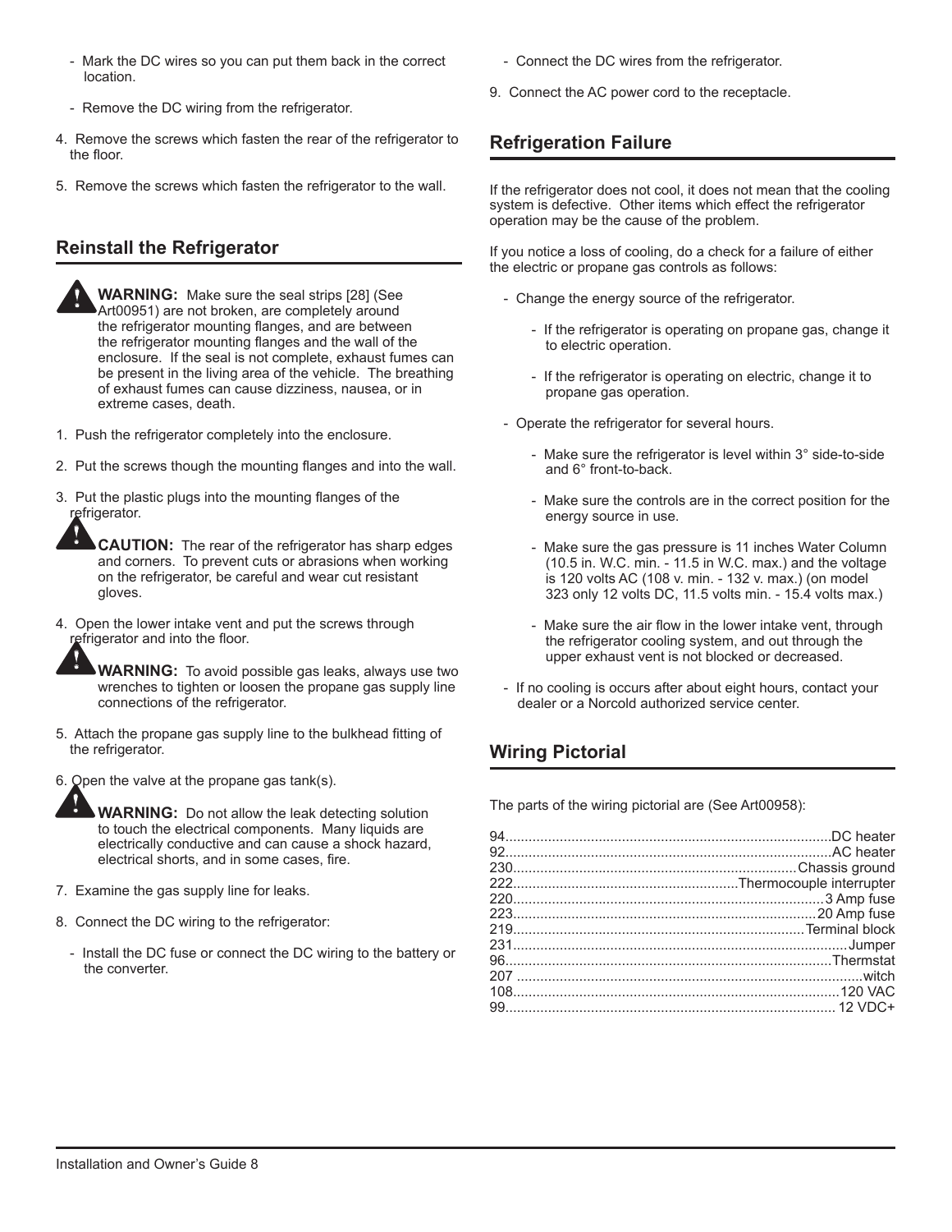- Mark the DC wires so you can put them back in the correct location.

- Remove the DC wiring from the refrigerator.

4. Remove the screws which fasten the rear of the refrigerator to the floor.

5. Remove the screws which fasten the refrigerator to the wall.

## Reinstall the Refrigerator

**WARNING:** Make sure the seal strips [28] (See Art00951) are not broken, are completely around the refrigerator mounting flanges, and are between the refrigerator mounting flanges and the wall of the enclosure. If the seal is not complete, exhaust fumes can be present in the living area of the vehicle. The breathing of exhaust fumes can cause dizziness, nausea, or in extreme cases, death.

1. Push the refrigerator completely into the enclosure.

2. Put the screws though the mounting flanges and into the wall.

3. Put the plastic plugs into the mounting flanges of the refrigerator.

**CAUTION:** The rear of the refrigerator has sharp edges and corners. To prevent cuts or abrasions when working on the refrigerator, be careful and wear cut resistant gloves.

4. Open the lower intake vent and put the screws through refrigerator and into the floor.

**WARNING:** To avoid possible gas leaks, always use two wrenches to tighten or loosen the propane gas supply line connections of the refrigerator.

5. Attach the propane gas supply line to the bulkhead fitting of the refrigerator.

6. Open the valve at the propane gas tank(s).

**WARNING:** Do not allow the leak detecting solution to touch the electrical components. Many liquids are electrically conductive and can cause a shock hazard, electrical shorts, and in some cases, fire.

7. Examine the gas supply line for leaks.

8. Connect the DC wiring to the refrigerator:

   - Install the DC fuse or connect the DC wiring to the battery or the converter.

   - Connect the DC wires from the refrigerator.

9. Connect the AC power cord to the receptacle.

## Refrigeration Failure

If the refrigerator does not cool, it does not mean that the cooling system is defective. Other items which effect the refrigerator operation may be the cause of the problem.

If you notice a loss of cooling, do a check for a failure of either the electric or propane gas controls as follows:

- Change the energy source of the refrigerator.
  - If the refrigerator is operating on propane gas, change it to electric operation.
  - If the refrigerator is operating on electric, change it to propane gas operation.
- Operate the refrigerator for several hours.
  - Make sure the refrigerator is level within 3° side-to-side and 6° front-to-back.
  - Make sure the controls are in the correct position for the energy source in use.
  - Make sure the gas pressure is 11 inches Water Column (10.5 in. W.C. min. - 11.5 in W.C. max.) and the voltage is 120 volts AC (108 v. min. - 132 v. max.) (on model 323 only 12 volts DC, 11.5 volts min. - 15.4 volts max.)
  - Make sure the air flow in the lower intake vent, through the refrigerator cooling system, and out through the upper exhaust vent is not blocked or decreased.
- If no cooling is occurs after about eight hours, contact your dealer or a Norcold authorized service center.

## Wiring Pictorial

The parts of the wiring pictorial are (See Art00958):

94........DC heater
92........AC heater
230........Chassis ground
222........Thermocouple interrupter
220........3 Amp fuse
223........20 Amp fuse
219........Terminal block
231........Jumper
96........Thermstat
207 ........witch
108........120 VAC
99........ 12 VDC+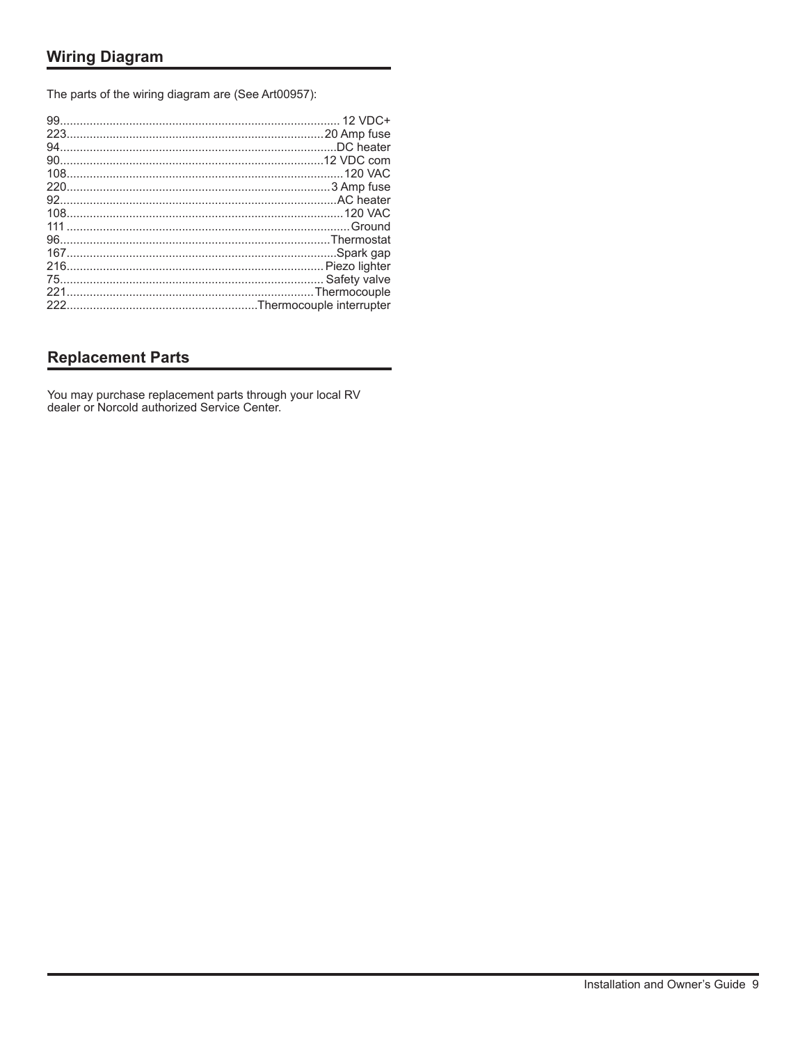## Wiring Diagram

The parts of the wiring diagram are (See Art00957):

99.................................................................................... 12 VDC+
223..............................................................................20 Amp fuse
94..................................................................................DC heater
90...............................................................................12 VDC com
108..................................................................................120 VAC
220...............................................................................3 Amp fuse
92...................................................................................AC heater
108..................................................................................120 VAC
111 ....................................................................................Ground
96................................................................................Thermostat
167.................................................................................Spark gap
216.............................................................................Piezo lighter
75.............................................................................. Safety valve
221..........................................................................Thermocouple
222..........................................................Thermocouple interrupter

## Replacement Parts

You may purchase replacement parts through your local RV dealer or Norcold authorized Service Center.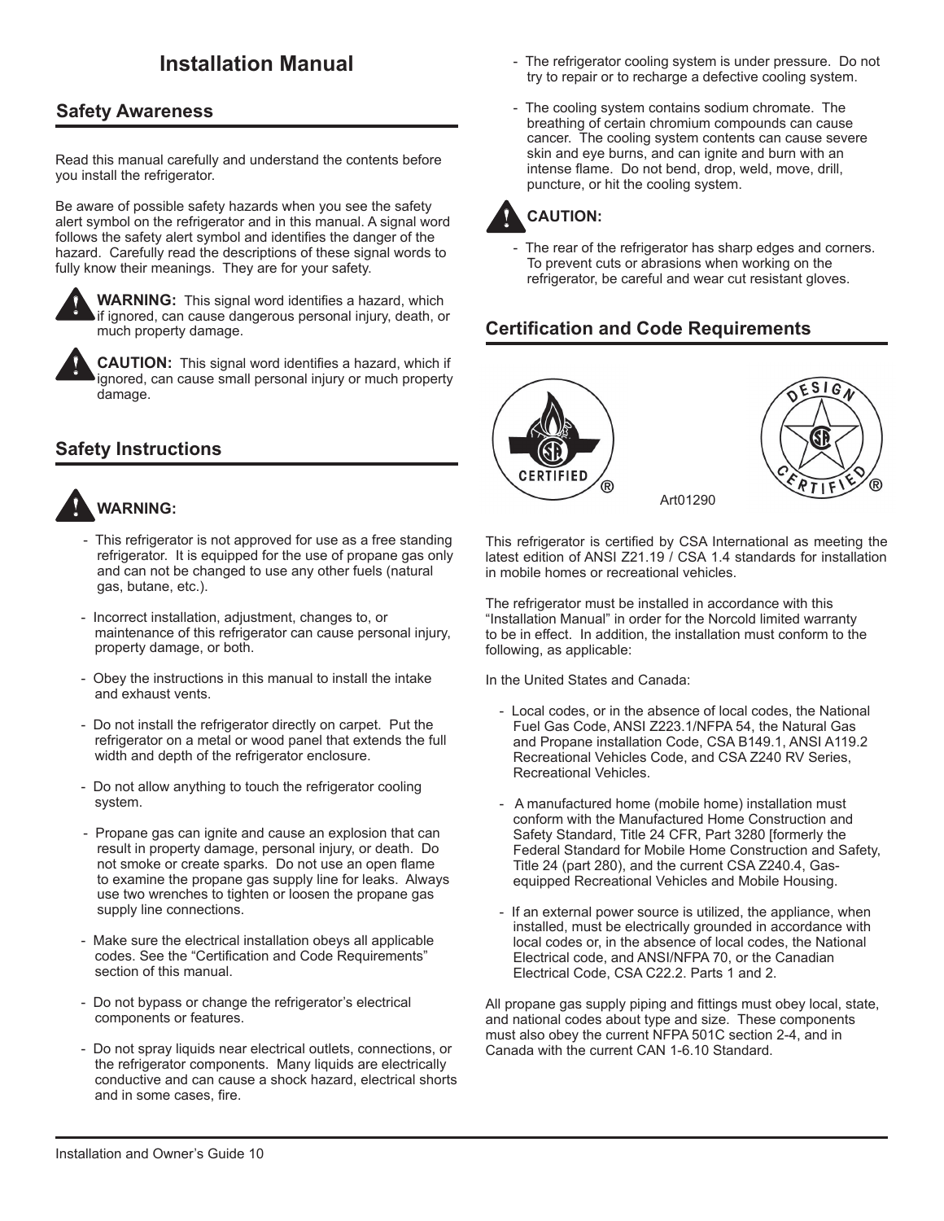# Installation Manual

## Safety Awareness

Read this manual carefully and understand the contents before you install the refrigerator.

Be aware of possible safety hazards when you see the safety alert symbol on the refrigerator and in this manual. A signal word follows the safety alert symbol and identifies the danger of the hazard. Carefully read the descriptions of these signal words to fully know their meanings. They are for your safety.

**WARNING:** This signal word identifies a hazard, which if ignored, can cause dangerous personal injury, death, or much property damage.

**CAUTION:** This signal word identifies a hazard, which if ignored, can cause small personal injury or much property damage.

## Safety Instructions

**WARNING:**

- This refrigerator is not approved for use as a free standing refrigerator. It is equipped for the use of propane gas only and can not be changed to use any other fuels (natural gas, butane, etc.).
- Incorrect installation, adjustment, changes to, or maintenance of this refrigerator can cause personal injury, property damage, or both.
- Obey the instructions in this manual to install the intake and exhaust vents.
- Do not install the refrigerator directly on carpet. Put the refrigerator on a metal or wood panel that extends the full width and depth of the refrigerator enclosure.
- Do not allow anything to touch the refrigerator cooling system.
- Propane gas can ignite and cause an explosion that can result in property damage, personal injury, or death. Do not smoke or create sparks. Do not use an open flame to examine the propane gas supply line for leaks. Always use two wrenches to tighten or loosen the propane gas supply line connections.
- Make sure the electrical installation obeys all applicable codes. See the "Certification and Code Requirements" section of this manual.
- Do not bypass or change the refrigerator's electrical components or features.
- Do not spray liquids near electrical outlets, connections, or the refrigerator components. Many liquids are electrically conductive and can cause a shock hazard, electrical shorts and in some cases, fire.
- The refrigerator cooling system is under pressure. Do not try to repair or to recharge a defective cooling system.
- The cooling system contains sodium chromate. The breathing of certain chromium compounds can cause cancer. The cooling system contents can cause severe skin and eye burns, and can ignite and burn with an intense flame. Do not bend, drop, weld, move, drill, puncture, or hit the cooling system.

**CAUTION:**

- The rear of the refrigerator has sharp edges and corners. To prevent cuts or abrasions when working on the refrigerator, be careful and wear cut resistant gloves.

## Certification and Code Requirements

Art01290

This refrigerator is certified by CSA International as meeting the latest edition of ANSI Z21.19 / CSA 1.4 standards for installation in mobile homes or recreational vehicles.

The refrigerator must be installed in accordance with this "Installation Manual" in order for the Norcold limited warranty to be in effect. In addition, the installation must conform to the following, as applicable:

In the United States and Canada:

- Local codes, or in the absence of local codes, the National Fuel Gas Code, ANSI Z223.1/NFPA 54, the Natural Gas and Propane installation Code, CSA B149.1, ANSI A119.2 Recreational Vehicles Code, and CSA Z240 RV Series, Recreational Vehicles.
- A manufactured home (mobile home) installation must conform with the Manufactured Home Construction and Safety Standard, Title 24 CFR, Part 3280 [formerly the Federal Standard for Mobile Home Construction and Safety, Title 24 (part 280), and the current CSA Z240.4, Gas-equipped Recreational Vehicles and Mobile Housing.
- If an external power source is utilized, the appliance, when installed, must be electrically grounded in accordance with local codes or, in the absence of local codes, the National Electrical code, and ANSI/NFPA 70, or the Canadian Electrical Code, CSA C22.2. Parts 1 and 2.

All propane gas supply piping and fittings must obey local, state, and national codes about type and size. These components must also obey the current NFPA 501C section 2-4, and in Canada with the current CAN 1-6.10 Standard.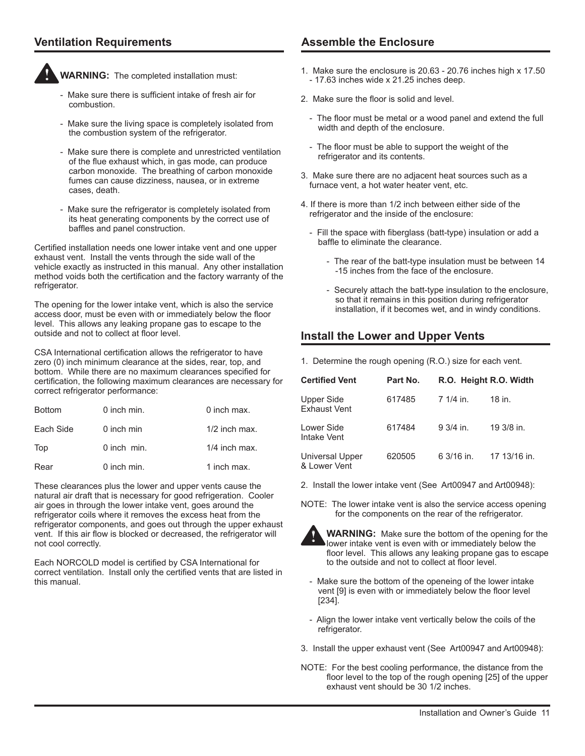## Ventilation Requirements

**WARNING:** The completed installation must:

- Make sure there is sufficient intake of fresh air for combustion.
- Make sure the living space is completely isolated from the combustion system of the refrigerator.
- Make sure there is complete and unrestricted ventilation of the flue exhaust which, in gas mode, can produce carbon monoxide. The breathing of carbon monoxide fumes can cause dizziness, nausea, or in extreme cases, death.
- Make sure the refrigerator is completely isolated from its heat generating components by the correct use of baffles and panel construction.

Certified installation needs one lower intake vent and one upper exhaust vent. Install the vents through the side wall of the vehicle exactly as instructed in this manual. Any other installation method voids both the certification and the factory warranty of the refrigerator.

The opening for the lower intake vent, which is also the service access door, must be even with or immediately below the floor level. This allows any leaking propane gas to escape to the outside and not to collect at floor level.

CSA International certification allows the refrigerator to have zero (0) inch minimum clearance at the sides, rear, top, and bottom. While there are no maximum clearances specified for certification, the following maximum clearances are necessary for correct refrigerator performance:

| | | |
|---|---|---|
| Bottom | 0 inch min. | 0 inch max. |
| Each Side | 0 inch min | 1/2 inch max. |
| Top | 0 inch min. | 1/4 inch max. |
| Rear | 0 inch min. | 1 inch max. |

These clearances plus the lower and upper vents cause the natural air draft that is necessary for good refrigeration. Cooler air goes in through the lower intake vent, goes around the refrigerator coils where it removes the excess heat from the refrigerator components, and goes out through the upper exhaust vent. If this air flow is blocked or decreased, the refrigerator will not cool correctly.

Each NORCOLD model is certified by CSA International for correct ventilation. Install only the certified vents that are listed in this manual.

## Assemble the Enclosure

1. Make sure the enclosure is 20.63 - 20.76 inches high x 17.50 - 17.63 inches wide x 21.25 inches deep.

2. Make sure the floor is solid and level.

   - The floor must be metal or a wood panel and extend the full width and depth of the enclosure.
   - The floor must be able to support the weight of the refrigerator and its contents.

3. Make sure there are no adjacent heat sources such as a furnace vent, a hot water heater vent, etc.

4. If there is more than 1/2 inch between either side of the refrigerator and the inside of the enclosure:

   - Fill the space with fiberglass (batt-type) insulation or add a baffle to eliminate the clearance.
     - The rear of the batt-type insulation must be between 14 -15 inches from the face of the enclosure.
     - Securely attach the batt-type insulation to the enclosure, so that it remains in this position during refrigerator installation, if it becomes wet, and in windy conditions.

## Install the Lower and Upper Vents

1. Determine the rough opening (R.O.) size for each vent.

| Certified Vent | Part No. | R.O. Height | R.O. Width |
|---|---|---|---|
| Upper Side Exhaust Vent | 617485 | 7 1/4 in. | 18 in. |
| Lower Side Intake Vent | 617484 | 9 3/4 in. | 19 3/8 in. |
| Universal Upper & Lower Vent | 620505 | 6 3/16 in. | 17 13/16 in. |

2. Install the lower intake vent (See Art00947 and Art00948):

NOTE: The lower intake vent is also the service access opening for the components on the rear of the refrigerator.

**WARNING:** Make sure the bottom of the opening for the lower intake vent is even with or immediately below the floor level. This allows any leaking propane gas to escape to the outside and not to collect at floor level.

- Make sure the bottom of the openeing of the lower intake vent [9] is even with or immediately below the floor level [234].
- Align the lower intake vent vertically below the coils of the refrigerator.

3. Install the upper exhaust vent (See Art00947 and Art00948):

NOTE: For the best cooling performance, the distance from the floor level to the top of the rough opening [25] of the upper exhaust vent should be 30 1/2 inches.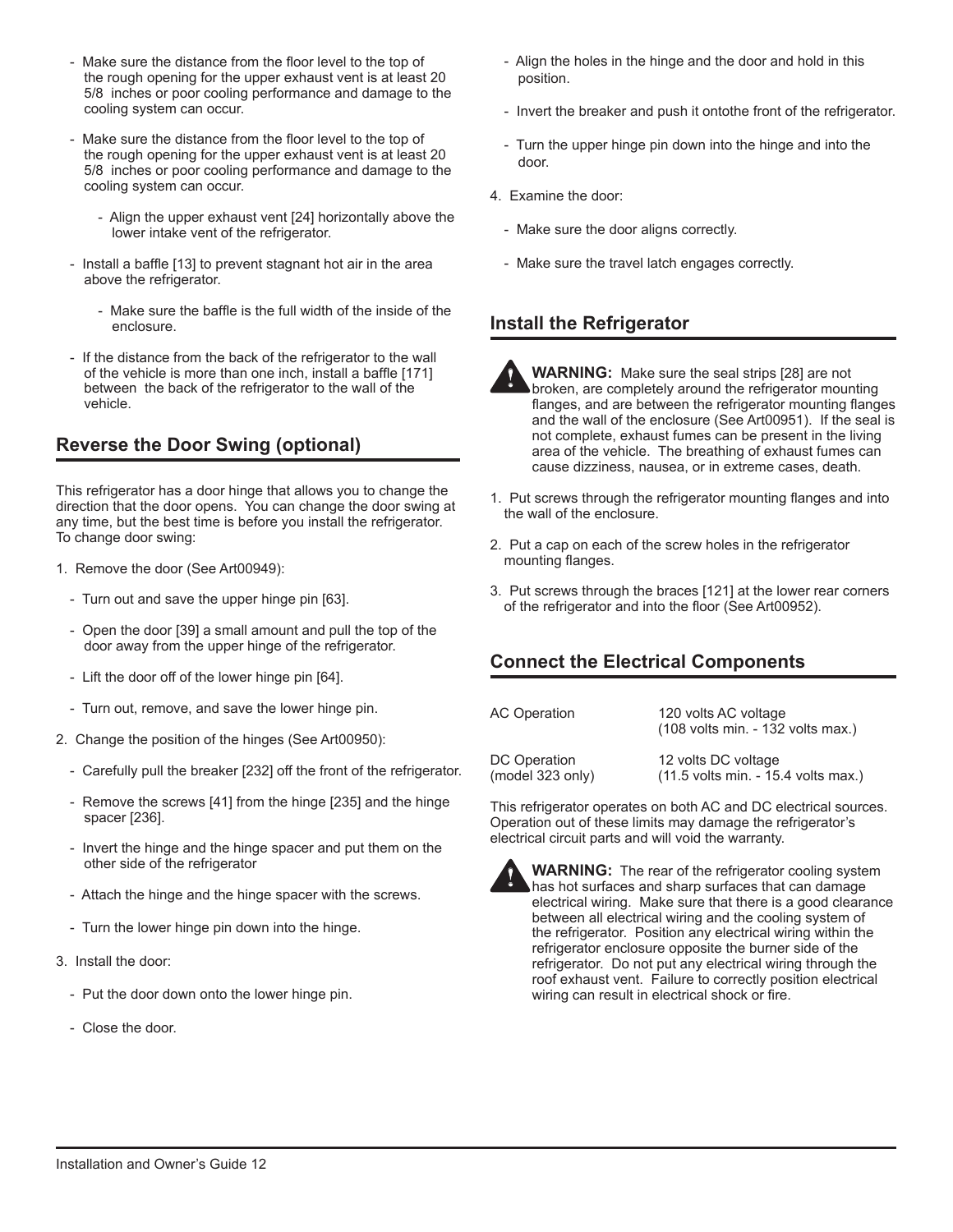- Make sure the distance from the floor level to the top of the rough opening for the upper exhaust vent is at least 20 5/8 inches or poor cooling performance and damage to the cooling system can occur.

- Make sure the distance from the floor level to the top of the rough opening for the upper exhaust vent is at least 20 5/8 inches or poor cooling performance and damage to the cooling system can occur.

    - Align the upper exhaust vent [24] horizontally above the lower intake vent of the refrigerator.

- Install a baffle [13] to prevent stagnant hot air in the area above the refrigerator.

    - Make sure the baffle is the full width of the inside of the enclosure.

- If the distance from the back of the refrigerator to the wall of the vehicle is more than one inch, install a baffle [171] between the back of the refrigerator to the wall of the vehicle.

## Reverse the Door Swing (optional)

This refrigerator has a door hinge that allows you to change the direction that the door opens. You can change the door swing at any time, but the best time is before you install the refrigerator. To change door swing:

1. Remove the door (See Art00949):
   - Turn out and save the upper hinge pin [63].
   - Open the door [39] a small amount and pull the top of the door away from the upper hinge of the refrigerator.
   - Lift the door off of the lower hinge pin [64].
   - Turn out, remove, and save the lower hinge pin.
2. Change the position of the hinges (See Art00950):
   - Carefully pull the breaker [232] off the front of the refrigerator.
   - Remove the screws [41] from the hinge [235] and the hinge spacer [236].
   - Invert the hinge and the hinge spacer and put them on the other side of the refrigerator
   - Attach the hinge and the hinge spacer with the screws.
   - Turn the lower hinge pin down into the hinge.
3. Install the door:
   - Put the door down onto the lower hinge pin.
   - Close the door.
   - Align the holes in the hinge and the door and hold in this position.
   - Invert the breaker and push it ontothe front of the refrigerator.
   - Turn the upper hinge pin down into the hinge and into the door.
4. Examine the door:
   - Make sure the door aligns correctly.
   - Make sure the travel latch engages correctly.

## Install the Refrigerator

**WARNING:** Make sure the seal strips [28] are not broken, are completely around the refrigerator mounting flanges, and are between the refrigerator mounting flanges and the wall of the enclosure (See Art00951). If the seal is not complete, exhaust fumes can be present in the living area of the vehicle. The breathing of exhaust fumes can cause dizziness, nausea, or in extreme cases, death.

1. Put screws through the refrigerator mounting flanges and into the wall of the enclosure.
2. Put a cap on each of the screw holes in the refrigerator mounting flanges.
3. Put screws through the braces [121] at the lower rear corners of the refrigerator and into the floor (See Art00952).

## Connect the Electrical Components

| | |
|---|---|
| AC Operation | 120 volts AC voltage (108 volts min. - 132 volts max.) |
| DC Operation (model 323 only) | 12 volts DC voltage (11.5 volts min. - 15.4 volts max.) |

This refrigerator operates on both AC and DC electrical sources. Operation out of these limits may damage the refrigerator's electrical circuit parts and will void the warranty.

**WARNING:** The rear of the refrigerator cooling system has hot surfaces and sharp surfaces that can damage electrical wiring. Make sure that there is a good clearance between all electrical wiring and the cooling system of the refrigerator. Position any electrical wiring within the refrigerator enclosure opposite the burner side of the refrigerator. Do not put any electrical wiring through the roof exhaust vent. Failure to correctly position electrical wiring can result in electrical shock or fire.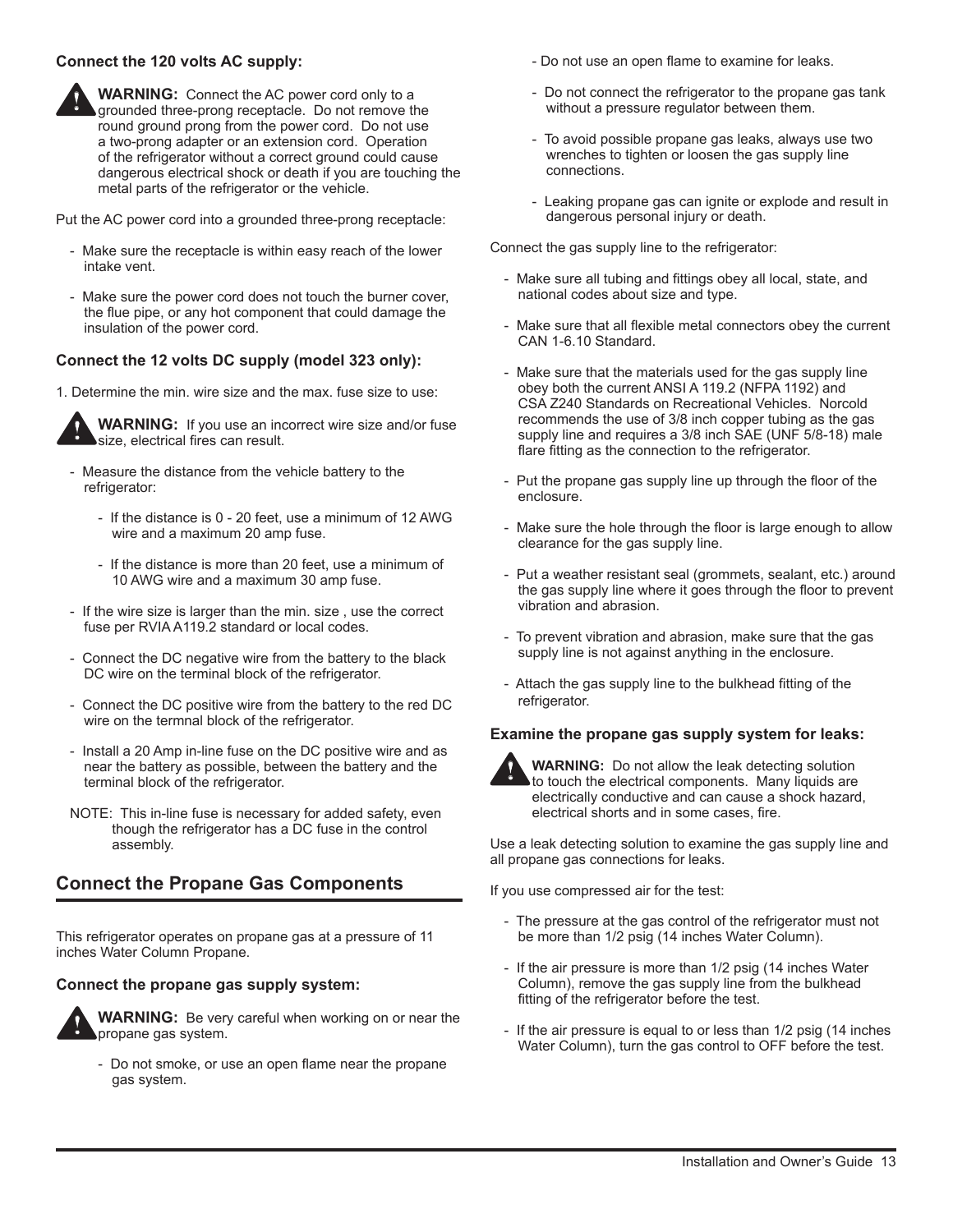### Connect the 120 volts AC supply:

**WARNING:** Connect the AC power cord only to a grounded three-prong receptacle. Do not remove the round ground prong from the power cord. Do not use a two-prong adapter or an extension cord. Operation of the refrigerator without a correct ground could cause dangerous electrical shock or death if you are touching the metal parts of the refrigerator or the vehicle.

Put the AC power cord into a grounded three-prong receptacle:

- Make sure the receptacle is within easy reach of the lower intake vent.
- Make sure the power cord does not touch the burner cover, the flue pipe, or any hot component that could damage the insulation of the power cord.

### Connect the 12 volts DC supply (model 323 only):

1. Determine the min. wire size and the max. fuse size to use:

**WARNING:** If you use an incorrect wire size and/or fuse size, electrical fires can result.

- Measure the distance from the vehicle battery to the refrigerator:
  - If the distance is 0 - 20 feet, use a minimum of 12 AWG wire and a maximum 20 amp fuse.
  - If the distance is more than 20 feet, use a minimum of 10 AWG wire and a maximum 30 amp fuse.
- If the wire size is larger than the min. size , use the correct fuse per RVIA A119.2 standard or local codes.
- Connect the DC negative wire from the battery to the black DC wire on the terminal block of the refrigerator.
- Connect the DC positive wire from the battery to the red DC wire on the termnal block of the refrigerator.
- Install a 20 Amp in-line fuse on the DC positive wire and as near the battery as possible, between the battery and the terminal block of the refrigerator.

NOTE: This in-line fuse is necessary for added safety, even though the refrigerator has a DC fuse in the control assembly.

## Connect the Propane Gas Components

This refrigerator operates on propane gas at a pressure of 11 inches Water Column Propane.

### Connect the propane gas supply system:

**WARNING:** Be very careful when working on or near the propane gas system.

- Do not smoke, or use an open flame near the propane gas system.
- Do not use an open flame to examine for leaks.
- Do not connect the refrigerator to the propane gas tank without a pressure regulator between them.
- To avoid possible propane gas leaks, always use two wrenches to tighten or loosen the gas supply line connections.
- Leaking propane gas can ignite or explode and result in dangerous personal injury or death.

Connect the gas supply line to the refrigerator:

- Make sure all tubing and fittings obey all local, state, and national codes about size and type.
- Make sure that all flexible metal connectors obey the current CAN 1-6.10 Standard.
- Make sure that the materials used for the gas supply line obey both the current ANSI A 119.2 (NFPA 1192) and CSA Z240 Standards on Recreational Vehicles. Norcold recommends the use of 3/8 inch copper tubing as the gas supply line and requires a 3/8 inch SAE (UNF 5/8-18) male flare fitting as the connection to the refrigerator.
- Put the propane gas supply line up through the floor of the enclosure.
- Make sure the hole through the floor is large enough to allow clearance for the gas supply line.
- Put a weather resistant seal (grommets, sealant, etc.) around the gas supply line where it goes through the floor to prevent vibration and abrasion.
- To prevent vibration and abrasion, make sure that the gas supply line is not against anything in the enclosure.
- Attach the gas supply line to the bulkhead fitting of the refrigerator.

### Examine the propane gas supply system for leaks:

**WARNING:** Do not allow the leak detecting solution to touch the electrical components. Many liquids are electrically conductive and can cause a shock hazard, electrical shorts and in some cases, fire.

Use a leak detecting solution to examine the gas supply line and all propane gas connections for leaks.

If you use compressed air for the test:

- The pressure at the gas control of the refrigerator must not be more than 1/2 psig (14 inches Water Column).
- If the air pressure is more than 1/2 psig (14 inches Water Column), remove the gas supply line from the bulkhead fitting of the refrigerator before the test.
- If the air pressure is equal to or less than 1/2 psig (14 inches Water Column), turn the gas control to OFF before the test.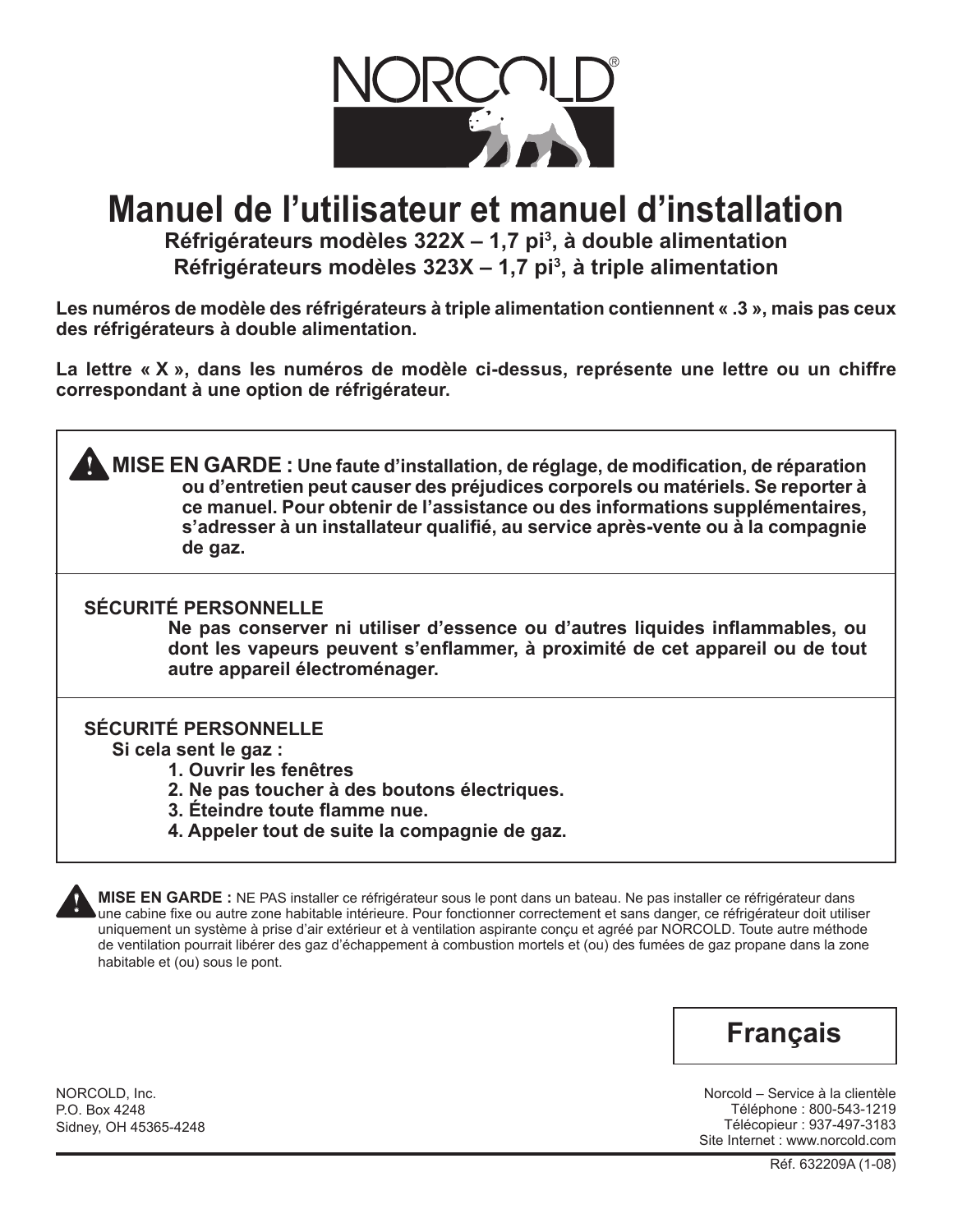NORCOLD®

# Manuel de l'utilisateur et manuel d'installation

**Réfrigérateurs modèles 322X – 1,7 pi³, à double alimentation**
**Réfrigérateurs modèles 323X – 1,7 pi³, à triple alimentation**

**Les numéros de modèle des réfrigérateurs à triple alimentation contiennent « .3 », mais pas ceux des réfrigérateurs à double alimentation.**

**La lettre « X », dans les numéros de modèle ci-dessus, représente une lettre ou un chiffre correspondant à une option de réfrigérateur.**

**MISE EN GARDE : Une faute d'installation, de réglage, de modification, de réparation ou d'entretien peut causer des préjudices corporels ou matériels. Se reporter à ce manuel. Pour obtenir de l'assistance ou des informations supplémentaires, s'adresser à un installateur qualifié, au service après-vente ou à la compagnie de gaz.**

**SÉCURITÉ PERSONNELLE**

**Ne pas conserver ni utiliser d'essence ou d'autres liquides inflammables, ou dont les vapeurs peuvent s'enflammer, à proximité de cet appareil ou de tout autre appareil électroménager.**

**SÉCURITÉ PERSONNELLE**

**Si cela sent le gaz :**

1. **Ouvrir les fenêtres**
2. **Ne pas toucher à des boutons électriques.**
3. **Éteindre toute flamme nue.**
4. **Appeler tout de suite la compagnie de gaz.**

**MISE EN GARDE :** NE PAS installer ce réfrigérateur sous le pont dans un bateau. Ne pas installer ce réfrigérateur dans une cabine fixe ou autre zone habitable intérieure. Pour fonctionner correctement et sans danger, ce réfrigérateur doit utiliser uniquement un système à prise d'air extérieur et à ventilation aspirante conçu et agréé par NORCOLD. Toute autre méthode de ventilation pourrait libérer des gaz d'échappement à combustion mortels et (ou) des fumées de gaz propane dans la zone habitable et (ou) sous le pont.

**Français**

NORCOLD, Inc.
P.O. Box 4248
Sidney, OH 45365-4248

Norcold – Service à la clientèle
Téléphone : 800-543-1219
Télécopieur : 937-497-3183
Site Internet : www.norcold.com

Réf. 632209A (1-08)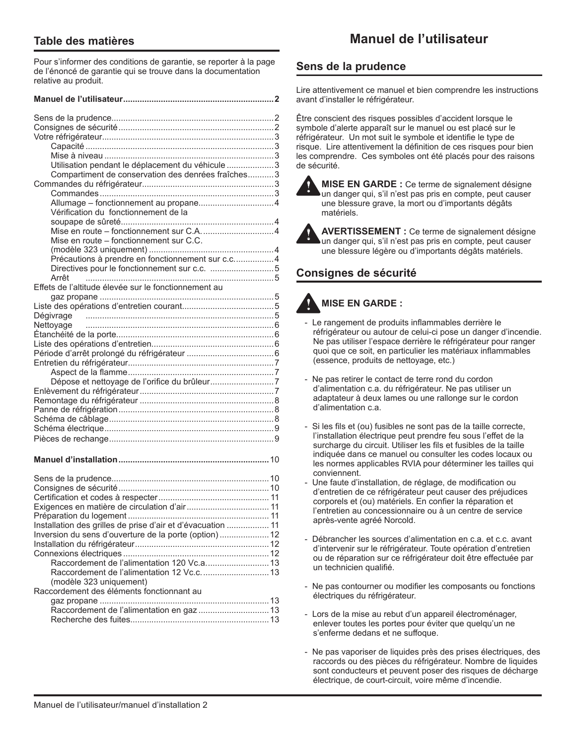## Table des matières

Pour s'informer des conditions de garantie, se reporter à la page de l'énoncé de garantie qui se trouve dans la documentation relative au produit.

**Manuel de l'utilisateur ............................................................... 2**

Sens de la prudence.................................................................... 2
Consignes de sécurité ................................................................. 2
Votre réfrigérateur........................................................................ 3
- Capacité ............................................................................... 3
- Mise à niveau ........................................................................ 3
- Utilisation pendant le déplacement du véhicule .................... 3
- Compartiment de conservation des denrées fraîches........... 3

Commandes du réfrigérateur........................................................ 3
- Commandes ......................................................................... 3
- Allumage – fonctionnement au propane................................ 4
- Vérification du fonctionnement de la soupape de sûreté................................................................ 4
- Mise en route – fonctionnement sur C.A. .............................. 4
- Mise en route – fonctionnement sur C.C. (modèle 323 uniquement) .................................................... 4
- Précautions à prendre en fonctionnement sur c.c................. 4
- Directives pour le fonctionnement sur c.c. ........................... 5
- Arrêt ...................................................................................... 5

Effets de l'altitude élevée sur le fonctionnement au gaz propane .......................................................................... 5
Liste des opérations d'entretien courant....................................... 5
Dégivrage ................................................................................. 5
Nettoyage ................................................................................. 6
Étanchéité de la porte................................................................... 6
Liste des opérations d'entretien.................................................... 6
Période d'arrêt prolongé du réfrigérateur ..................................... 6
Entretien du réfrigérateur.............................................................. 7
- Aspect de la flamme.............................................................. 7
- Dépose et nettoyage de l'orifice du brûleur........................... 7

Enlèvement du réfrigérateur ......................................................... 7
Remontage du réfrigérateur ......................................................... 8
Panne de réfrigération .................................................................. 8
Schéma de câblage...................................................................... 8
Schéma électrique........................................................................ 9
Pièces de rechange...................................................................... 9

**Manuel d'installation ................................................................ 10**

Sens de la prudence.................................................................. 10
Consignes de sécurité ............................................................... 10
Certification et codes à respecter ............................................... 11
Exigences en matière de circulation d'air ................................... 11
Préparation du logement ............................................................ 11
Installation des grilles de prise d'air et d'évacuation .................. 11
Inversion du sens d'ouverture de la porte (option) ..................... 12
Installation du réfrigérateur......................................................... 12
Connexions électriques .............................................................. 12
- Raccordement de l'alimentation 120 Vc.a........................... 13
- Raccordement de l'alimentation 12 Vc.c. ............................ 13 (modèle 323 uniquement)

Raccordement des éléments fonctionnant au gaz propane ........................................................................ 13
- Raccordement de l'alimentation en gaz .............................. 13
- Recherche des fuites........................................................... 13

# Manuel de l'utilisateur

## Sens de la prudence

Lire attentivement ce manuel et bien comprendre les instructions avant d'installer le réfrigérateur.

Être conscient des risques possibles d'accident lorsque le symbole d'alerte apparaît sur le manuel ou est placé sur le réfrigérateur. Un mot suit le symbole et identifie le type de risque. Lire attentivement la définition de ces risques pour bien les comprendre. Ces symboles ont été placés pour des raisons de sécurité.

**MISE EN GARDE :** Ce terme de signalement désigne un danger qui, s'il n'est pas pris en compte, peut causer une blessure grave, la mort ou d'importants dégâts matériels.

**AVERTISSEMENT :** Ce terme de signalement désigne un danger qui, s'il n'est pas pris en compte, peut causer une blessure légère ou d'importants dégâts matériels.

## Consignes de sécurité

**MISE EN GARDE :**

- Le rangement de produits inflammables derrière le réfrigérateur ou autour de celui-ci pose un danger d'incendie. Ne pas utiliser l'espace derrière le réfrigérateur pour ranger quoi que ce soit, en particulier des matériaux inflammables (essence, produits de nettoyage, etc.)

- Ne pas retirer le contact de terre rond du cordon d'alimentation c.a. du réfrigérateur. Ne pas utiliser un adaptateur à deux lames ou une rallonge sur le cordon d'alimentation c.a.

- Si les fils et (ou) fusibles ne sont pas de la taille correcte, l'installation électrique peut prendre feu sous l'effet de la surcharge du circuit. Utiliser les fils et fusibles de la taille indiquée dans ce manuel ou consulter les codes locaux ou les normes applicables RVIA pour déterminer les tailles qui conviennent.
- Une faute d'installation, de réglage, de modification ou d'entretien de ce réfrigérateur peut causer des préjudices corporels et (ou) matériels. En confier la réparation et l'entretien au concessionnaire ou à un centre de service après-vente agréé Norcold.

- Débrancher les sources d'alimentation en c.a. et c.c. avant d'intervenir sur le réfrigérateur. Toute opération d'entretien ou de réparation sur ce réfrigérateur doit être effectuée par un technicien qualifié.

- Ne pas contourner ou modifier les composants ou fonctions électriques du réfrigérateur.

- Lors de la mise au rebut d'un appareil électroménager, enlever toutes les portes pour éviter que quelqu'un ne s'enferme dedans et ne suffoque.

- Ne pas vaporiser de liquides près des prises électriques, des raccords ou des pièces du réfrigérateur. Nombre de liquides sont conducteurs et peuvent poser des risques de décharge électrique, de court-circuit, voire même d'incendie.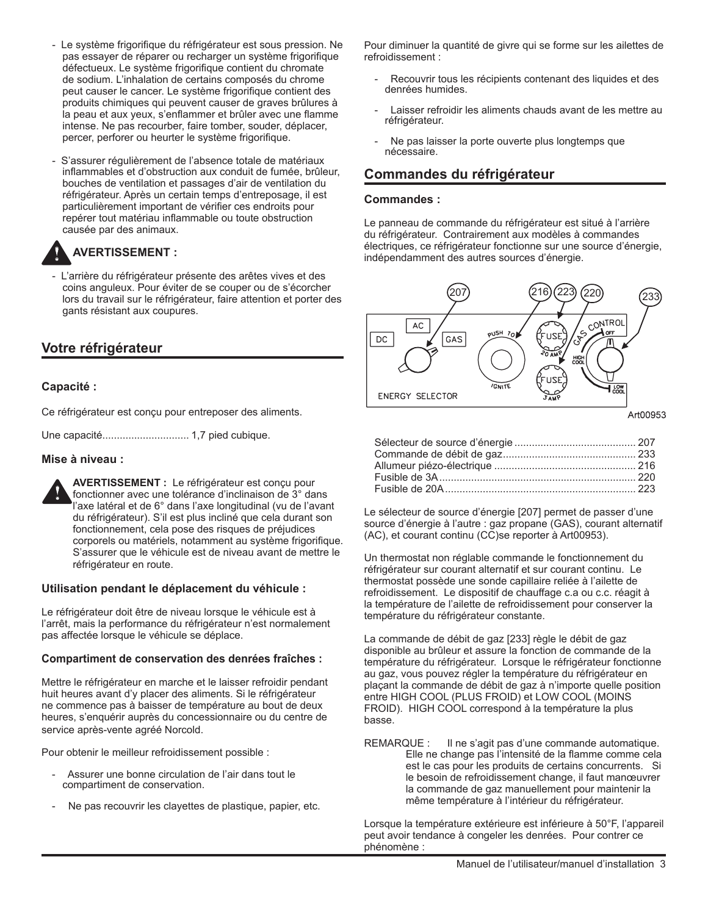- Le système frigorifique du réfrigérateur est sous pression. Ne pas essayer de réparer ou recharger un système frigorifique défectueux. Le système frigorifique contient du chromate de sodium. L'inhalation de certains composés du chrome peut causer le cancer. Le système frigorifique contient des produits chimiques qui peuvent causer de graves brûlures à la peau et aux yeux, s'enflammer et brûler avec une flamme intense. Ne pas recourber, faire tomber, souder, déplacer, percer, perforer ou heurter le système frigorifique.

- S'assurer régulièrement de l'absence totale de matériaux inflammables et d'obstruction aux conduit de fumée, brûleur, bouches de ventilation et passages d'air de ventilation du réfrigérateur. Après un certain temps d'entreposage, il est particulièrement important de vérifier ces endroits pour repérer tout matériau inflammable ou toute obstruction causée par des animaux.

**AVERTISSEMENT :**

- L'arrière du réfrigérateur présente des arêtes vives et des coins anguleux. Pour éviter de se couper ou de s'écorcher lors du travail sur le réfrigérateur, faire attention et porter des gants résistant aux coupures.

## Votre réfrigérateur

### Capacité :

Ce réfrigérateur est conçu pour entreposer des aliments.

Une capacité.............................. 1,7 pied cubique.

### Mise à niveau :

**AVERTISSEMENT :** Le réfrigérateur est conçu pour fonctionner avec une tolérance d'inclinaison de 3° dans l'axe latéral et de 6° dans l'axe longitudinal (vu de l'avant du réfrigérateur). S'il est plus incliné que cela durant son fonctionnement, cela pose des risques de préjudices corporels ou matériels, notamment au système frigorifique. S'assurer que le véhicule est de niveau avant de mettre le réfrigérateur en route.

### Utilisation pendant le déplacement du véhicule :

Le réfrigérateur doit être de niveau lorsque le véhicule est à l'arrêt, mais la performance du réfrigérateur n'est normalement pas affectée lorsque le véhicule se déplace.

### Compartiment de conservation des denrées fraîches :

Mettre le réfrigérateur en marche et le laisser refroidir pendant huit heures avant d'y placer des aliments. Si le réfrigérateur ne commence pas à baisser de température au bout de deux heures, s'enquérir auprès du concessionnaire ou du centre de service après-vente agréé Norcold.

Pour obtenir le meilleur refroidissement possible :

- Assurer une bonne circulation de l'air dans tout le compartiment de conservation.
- Ne pas recouvrir les clayettes de plastique, papier, etc.

Pour diminuer la quantité de givre qui se forme sur les ailettes de refroidissement :

- Recouvrir tous les récipients contenant des liquides et des denrées humides.
- Laisser refroidir les aliments chauds avant de les mettre au réfrigérateur.
- Ne pas laisser la porte ouverte plus longtemps que nécessaire.

## Commandes du réfrigérateur

### Commandes :

Le panneau de commande du réfrigérateur est situé à l'arrière du réfrigérateur. Contrairement aux modèles à commandes électriques, ce réfrigérateur fonctionne sur une source d'énergie, indépendamment des autres sources d'énergie.

207 216 223 220 233

DC AC GAS ENERGY SELECTOR PUSH TO IGNITE FUSE 20 AMP FUSE 3AMP GAS CONTROL OFF HIGH COOL LOW COOL

Art00953

Sélecteur de source d'énergie ........................................... 207
Commande de débit de gaz.............................................. 233
Allumeur piézo-électrique ................................................ 216
Fusible de 3A.................................................................... 220
Fusible de 20A.................................................................. 223

Le sélecteur de source d'énergie [207] permet de passer d'une source d'énergie à l'autre : gaz propane (GAS), courant alternatif (AC), et courant continu (CC)se reporter à Art00953).

Un thermostat non réglable commande le fonctionnement du réfrigérateur sur courant alternatif et sur courant continu. Le thermostat possède une sonde capillaire reliée à l'ailette de refroidissement. Le dispositif de chauffage c.a ou c.c. réagit à la température de l'ailette de refroidissement pour conserver la température du réfrigérateur constante.

La commande de débit de gaz [233] règle le débit de gaz disponible au brûleur et assure la fonction de commande de la température du réfrigérateur. Lorsque le réfrigérateur fonctionne au gaz, vous pouvez régler la température du réfrigérateur en plaçant la commande de débit de gaz à n'importe quelle position entre HIGH COOL (PLUS FROID) et LOW COOL (MOINS FROID). HIGH COOL correspond à la température la plus basse.

REMARQUE : Il ne s'agit pas d'une commande automatique. Elle ne change pas l'intensité de la flamme comme cela est le cas pour les produits de certains concurrents. Si le besoin de refroidissement change, il faut manœuvrer la commande de gaz manuellement pour maintenir la même température à l'intérieur du réfrigérateur.

Lorsque la température extérieure est inférieure à 50°F, l'appareil peut avoir tendance à congeler les denrées. Pour contrer ce phénomène :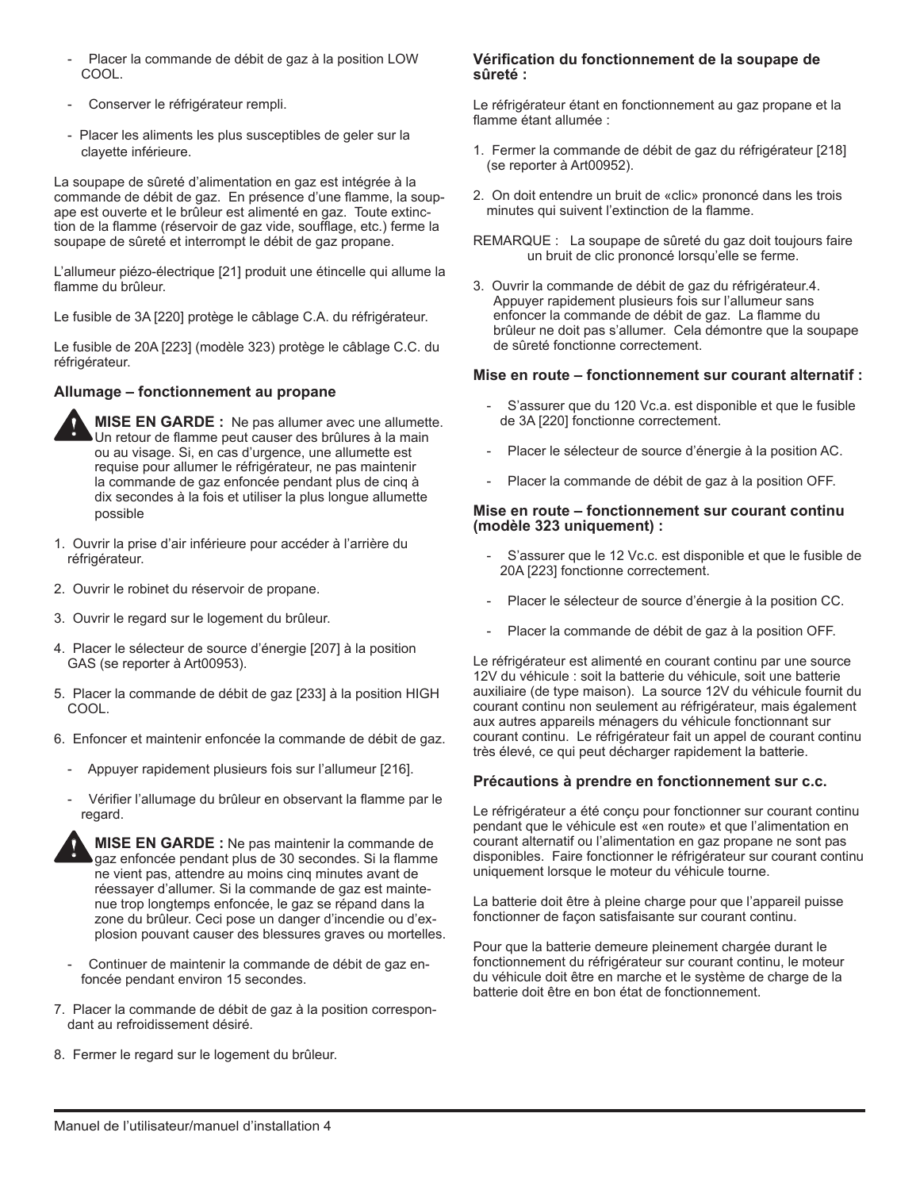- Placer la commande de débit de gaz à la position LOW COOL.
- Conserver le réfrigérateur rempli.
- Placer les aliments les plus susceptibles de geler sur la clayette inférieure.

La soupape de sûreté d'alimentation en gaz est intégrée à la commande de débit de gaz. En présence d'une flamme, la soupape est ouverte et le brûleur est alimenté en gaz. Toute extinction de la flamme (réservoir de gaz vide, soufflage, etc.) ferme la soupape de sûreté et interrompt le débit de gaz propane.

L'allumeur piézo-électrique [21] produit une étincelle qui allume la flamme du brûleur.

Le fusible de 3A [220] protège le câblage C.A. du réfrigérateur.

Le fusible de 20A [223] (modèle 323) protège le câblage C.C. du réfrigérateur.

### Allumage – fonctionnement au propane

**MISE EN GARDE :** Ne pas allumer avec une allumette. Un retour de flamme peut causer des brûlures à la main ou au visage. Si, en cas d'urgence, une allumette est requise pour allumer le réfrigérateur, ne pas maintenir la commande de gaz enfoncée pendant plus de cinq à dix secondes à la fois et utiliser la plus longue allumette possible

1. Ouvrir la prise d'air inférieure pour accéder à l'arrière du réfrigérateur.
2. Ouvrir le robinet du réservoir de propane.
3. Ouvrir le regard sur le logement du brûleur.
4. Placer le sélecteur de source d'énergie [207] à la position GAS (se reporter à Art00953).
5. Placer la commande de débit de gaz [233] à la position HIGH COOL.
6. Enfoncer et maintenir enfoncée la commande de débit de gaz.
   - Appuyer rapidement plusieurs fois sur l'allumeur [216].
   - Vérifier l'allumage du brûleur en observant la flamme par le regard.

   **MISE EN GARDE :** Ne pas maintenir la commande de gaz enfoncée pendant plus de 30 secondes. Si la flamme ne vient pas, attendre au moins cinq minutes avant de réessayer d'allumer. Si la commande de gaz est maintenue trop longtemps enfoncée, le gaz se répand dans la zone du brûleur. Ceci pose un danger d'incendie ou d'explosion pouvant causer des blessures graves ou mortelles.

   - Continuer de maintenir la commande de débit de gaz enfoncée pendant environ 15 secondes.
7. Placer la commande de débit de gaz à la position correspondant au refroidissement désiré.
8. Fermer le regard sur le logement du brûleur.

### Vérification du fonctionnement de la soupape de sûreté :

Le réfrigérateur étant en fonctionnement au gaz propane et la flamme étant allumée :

1. Fermer la commande de débit de gaz du réfrigérateur [218] (se reporter à Art00952).
2. On doit entendre un bruit de «clic» prononcé dans les trois minutes qui suivent l'extinction de la flamme.

REMARQUE : La soupape de sûreté du gaz doit toujours faire un bruit de clic prononcé lorsqu'elle se ferme.

3. Ouvrir la commande de débit de gaz du réfrigérateur.4. Appuyer rapidement plusieurs fois sur l'allumeur sans enfoncer la commande de débit de gaz. La flamme du brûleur ne doit pas s'allumer. Cela démontre que la soupape de sûreté fonctionne correctement.

### Mise en route – fonctionnement sur courant alternatif :

- S'assurer que du 120 Vc.a. est disponible et que le fusible de 3A [220] fonctionne correctement.
- Placer le sélecteur de source d'énergie à la position AC.
- Placer la commande de débit de gaz à la position OFF.

### Mise en route – fonctionnement sur courant continu (modèle 323 uniquement) :

- S'assurer que le 12 Vc.c. est disponible et que le fusible de 20A [223] fonctionne correctement.
- Placer le sélecteur de source d'énergie à la position CC.
- Placer la commande de débit de gaz à la position OFF.

Le réfrigérateur est alimenté en courant continu par une source 12V du véhicule : soit la batterie du véhicule, soit une batterie auxiliaire (de type maison). La source 12V du véhicule fournit du courant continu non seulement au réfrigérateur, mais également aux autres appareils ménagers du véhicule fonctionnant sur courant continu. Le réfrigérateur fait un appel de courant continu très élevé, ce qui peut décharger rapidement la batterie.

### Précautions à prendre en fonctionnement sur c.c.

Le réfrigérateur a été conçu pour fonctionner sur courant continu pendant que le véhicule est «en route» et que l'alimentation en courant alternatif ou l'alimentation en gaz propane ne sont pas disponibles. Faire fonctionner le réfrigérateur sur courant continu uniquement lorsque le moteur du véhicule tourne.

La batterie doit être à pleine charge pour que l'appareil puisse fonctionner de façon satisfaisante sur courant continu.

Pour que la batterie demeure pleinement chargée durant le fonctionnement du réfrigérateur sur courant continu, le moteur du véhicule doit être en marche et le système de charge de la batterie doit être en bon état de fonctionnement.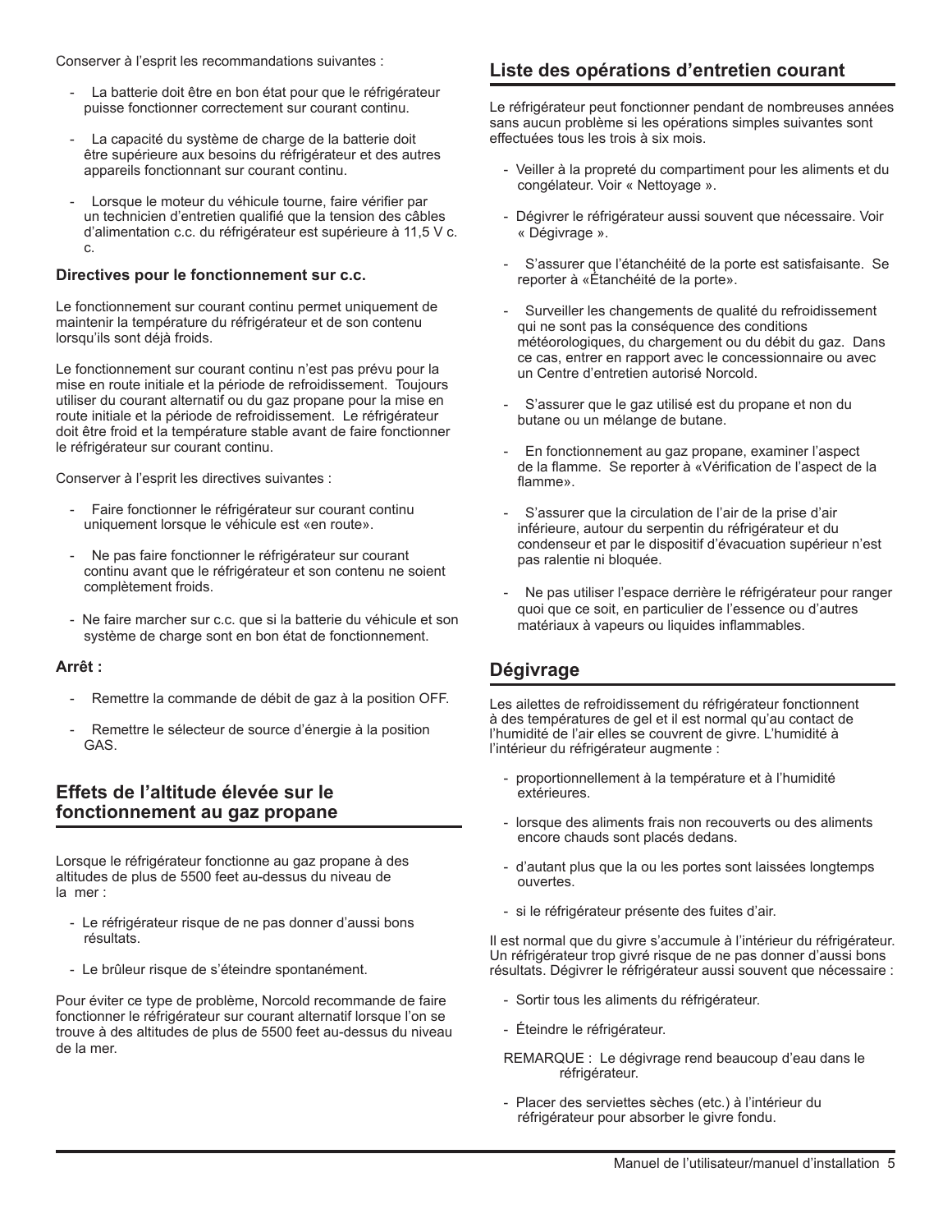Conserver à l'esprit les recommandations suivantes :

- La batterie doit être en bon état pour que le réfrigérateur puisse fonctionner correctement sur courant continu.
- La capacité du système de charge de la batterie doit être supérieure aux besoins du réfrigérateur et des autres appareils fonctionnant sur courant continu.
- Lorsque le moteur du véhicule tourne, faire vérifier par un technicien d'entretien qualifié que la tension des câbles d'alimentation c.c. du réfrigérateur est supérieure à 11,5 V c. c.

**Directives pour le fonctionnement sur c.c.**

Le fonctionnement sur courant continu permet uniquement de maintenir la température du réfrigérateur et de son contenu lorsqu'ils sont déjà froids.

Le fonctionnement sur courant continu n'est pas prévu pour la mise en route initiale et la période de refroidissement. Toujours utiliser du courant alternatif ou du gaz propane pour la mise en route initiale et la période de refroidissement. Le réfrigérateur doit être froid et la température stable avant de faire fonctionner le réfrigérateur sur courant continu.

Conserver à l'esprit les directives suivantes :

- Faire fonctionner le réfrigérateur sur courant continu uniquement lorsque le véhicule est «en route».
- Ne pas faire fonctionner le réfrigérateur sur courant continu avant que le réfrigérateur et son contenu ne soient complètement froids.
- Ne faire marcher sur c.c. que si la batterie du véhicule et son système de charge sont en bon état de fonctionnement.

**Arrêt :**

- Remettre la commande de débit de gaz à la position OFF.
- Remettre le sélecteur de source d'énergie à la position GAS.

## Effets de l'altitude élevée sur le fonctionnement au gaz propane

Lorsque le réfrigérateur fonctionne au gaz propane à des altitudes de plus de 5500 feet au-dessus du niveau de la mer :

- Le réfrigérateur risque de ne pas donner d'aussi bons résultats.
- Le brûleur risque de s'éteindre spontanément.

Pour éviter ce type de problème, Norcold recommande de faire fonctionner le réfrigérateur sur courant alternatif lorsque l'on se trouve à des altitudes de plus de 5500 feet au-dessus du niveau de la mer.

## Liste des opérations d'entretien courant

Le réfrigérateur peut fonctionner pendant de nombreuses années sans aucun problème si les opérations simples suivantes sont effectuées tous les trois à six mois.

- Veiller à la propreté du compartiment pour les aliments et du congélateur. Voir « Nettoyage ».
- Dégivrer le réfrigérateur aussi souvent que nécessaire. Voir « Dégivrage ».
- S'assurer que l'étanchéité de la porte est satisfaisante. Se reporter à «Étanchéité de la porte».
- Surveiller les changements de qualité du refroidissement qui ne sont pas la conséquence des conditions météorologiques, du chargement ou du débit du gaz. Dans ce cas, entrer en rapport avec le concessionnaire ou avec un Centre d'entretien autorisé Norcold.
- S'assurer que le gaz utilisé est du propane et non du butane ou un mélange de butane.
- En fonctionnement au gaz propane, examiner l'aspect de la flamme. Se reporter à «Vérification de l'aspect de la flamme».
- S'assurer que la circulation de l'air de la prise d'air inférieure, autour du serpentin du réfrigérateur et du condenseur et par le dispositif d'évacuation supérieur n'est pas ralentie ni bloquée.
- Ne pas utiliser l'espace derrière le réfrigérateur pour ranger quoi que ce soit, en particulier de l'essence ou d'autres matériaux à vapeurs ou liquides inflammables.

## Dégivrage

Les ailettes de refroidissement du réfrigérateur fonctionnent à des températures de gel et il est normal qu'au contact de l'humidité de l'air elles se couvrent de givre. L'humidité à l'intérieur du réfrigérateur augmente :

- proportionnellement à la température et à l'humidité extérieures.
- lorsque des aliments frais non recouverts ou des aliments encore chauds sont placés dedans.
- d'autant plus que la ou les portes sont laissées longtemps ouvertes.
- si le réfrigérateur présente des fuites d'air.

Il est normal que du givre s'accumule à l'intérieur du réfrigérateur. Un réfrigérateur trop givré risque de ne pas donner d'aussi bons résultats. Dégivrer le réfrigérateur aussi souvent que nécessaire :

- Sortir tous les aliments du réfrigérateur.
- Éteindre le réfrigérateur.

REMARQUE : Le dégivrage rend beaucoup d'eau dans le réfrigérateur.

- Placer des serviettes sèches (etc.) à l'intérieur du réfrigérateur pour absorber le givre fondu.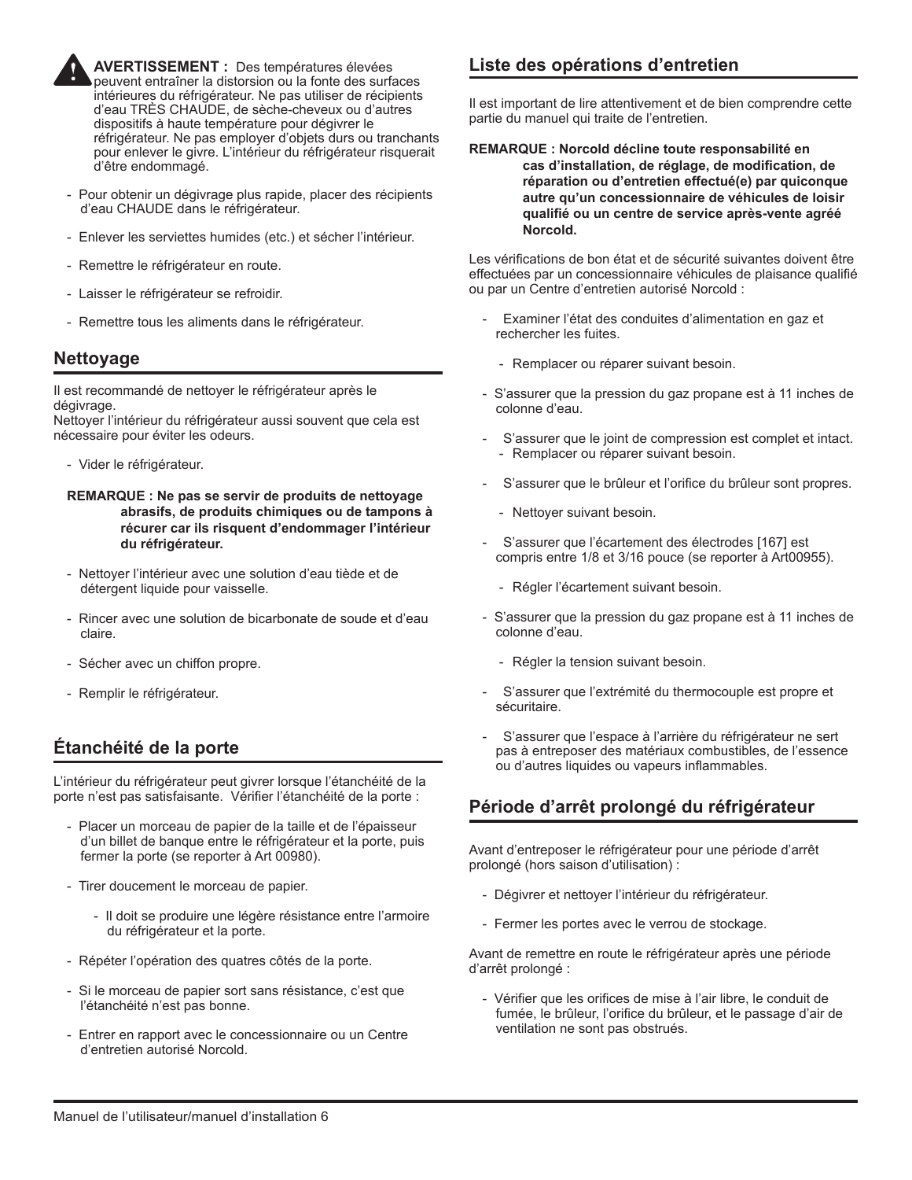**AVERTISSEMENT :** Des températures élevées peuvent entraîner la distorsion ou la fonte des surfaces intérieures du réfrigérateur. Ne pas utiliser de récipients d'eau TRÈS CHAUDE, de sèche-cheveux ou d'autres dispositifs à haute température pour dégivrer le réfrigérateur. Ne pas employer d'objets durs ou tranchants pour enlever le givre. L'intérieur du réfrigérateur risquerait d'être endommagé.

- Pour obtenir un dégivrage plus rapide, placer des récipients d'eau CHAUDE dans le réfrigérateur.
- Enlever les serviettes humides (etc.) et sécher l'intérieur.
- Remettre le réfrigérateur en route.
- Laisser le réfrigérateur se refroidir.
- Remettre tous les aliments dans le réfrigérateur.

## Nettoyage

Il est recommandé de nettoyer le réfrigérateur après le dégivrage.
Nettoyer l'intérieur du réfrigérateur aussi souvent que cela est nécessaire pour éviter les odeurs.

- Vider le réfrigérateur.

**REMARQUE : Ne pas se servir de produits de nettoyage abrasifs, de produits chimiques ou de tampons à récurer car ils risquent d'endommager l'intérieur du réfrigérateur.**

- Nettoyer l'intérieur avec une solution d'eau tiède et de détergent liquide pour vaisselle.
- Rincer avec une solution de bicarbonate de soude et d'eau claire.
- Sécher avec un chiffon propre.
- Remplir le réfrigérateur.

## Étanchéité de la porte

L'intérieur du réfrigérateur peut givrer lorsque l'étanchéité de la porte n'est pas satisfaisante. Vérifier l'étanchéité de la porte :

- Placer un morceau de papier de la taille et de l'épaisseur d'un billet de banque entre le réfrigérateur et la porte, puis fermer la porte (se reporter à Art 00980).
- Tirer doucement le morceau de papier.
  - Il doit se produire une légère résistance entre l'armoire du réfrigérateur et la porte.
- Répéter l'opération des quatres côtés de la porte.
- Si le morceau de papier sort sans résistance, c'est que l'étanchéité n'est pas bonne.
- Entrer en rapport avec le concessionnaire ou un Centre d'entretien autorisé Norcold.

## Liste des opérations d'entretien

Il est important de lire attentivement et de bien comprendre cette partie du manuel qui traite de l'entretien.

**REMARQUE : Norcold décline toute responsabilité en cas d'installation, de réglage, de modification, de réparation ou d'entretien effectué(e) par quiconque autre qu'un concessionnaire de véhicules de loisir qualifié ou un centre de service après-vente agréé Norcold.**

Les vérifications de bon état et de sécurité suivantes doivent être effectuées par un concessionnaire véhicules de plaisance qualifié ou par un Centre d'entretien autorisé Norcold :

- Examiner l'état des conduites d'alimentation en gaz et rechercher les fuites.
  - Remplacer ou réparer suivant besoin.
- S'assurer que la pression du gaz propane est à 11 inches de colonne d'eau.
- S'assurer que le joint de compression est complet et intact.
  - Remplacer ou réparer suivant besoin.
- S'assurer que le brûleur et l'orifice du brûleur sont propres.
  - Nettoyer suivant besoin.
- S'assurer que l'écartement des électrodes [167] est compris entre 1/8 et 3/16 pouce (se reporter à Art00955).
  - Régler l'écartement suivant besoin.
- S'assurer que la pression du gaz propane est à 11 inches de colonne d'eau.
  - Régler la tension suivant besoin.
- S'assurer que l'extrémité du thermocouple est propre et sécuritaire.
- S'assurer que l'espace à l'arrière du réfrigérateur ne sert pas à entreposer des matériaux combustibles, de l'essence ou d'autres liquides ou vapeurs inflammables.

## Période d'arrêt prolongé du réfrigérateur

Avant d'entreposer le réfrigérateur pour une période d'arrêt prolongé (hors saison d'utilisation) :

- Dégivrer et nettoyer l'intérieur du réfrigérateur.
- Fermer les portes avec le verrou de stockage.

Avant de remettre en route le réfrigérateur après une période d'arrêt prolongé :

- Vérifier que les orifices de mise à l'air libre, le conduit de fumée, le brûleur, l'orifice du brûleur, et le passage d'air de ventilation ne sont pas obstrués.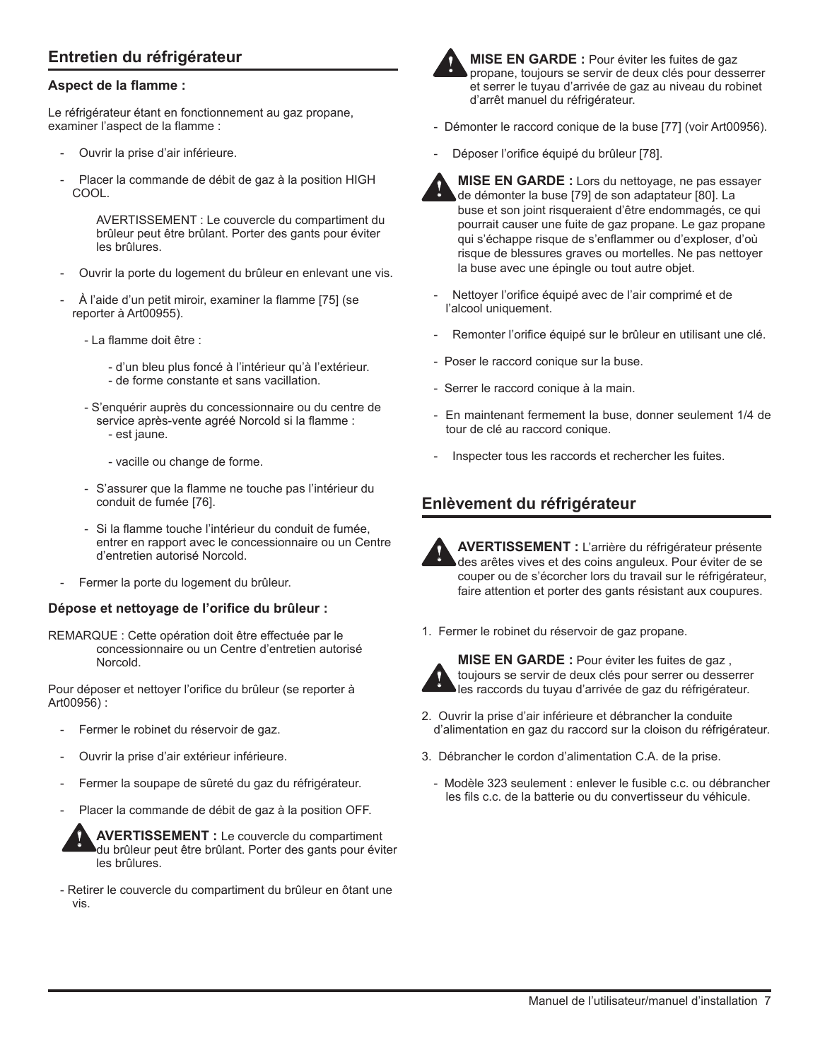## Entretien du réfrigérateur

### Aspect de la flamme :

Le réfrigérateur étant en fonctionnement au gaz propane, examiner l'aspect de la flamme :

- Ouvrir la prise d'air inférieure.
- Placer la commande de débit de gaz à la position HIGH COOL.

  AVERTISSEMENT : Le couvercle du compartiment du brûleur peut être brûlant. Porter des gants pour éviter les brûlures.

- Ouvrir la porte du logement du brûleur en enlevant une vis.
- À l'aide d'un petit miroir, examiner la flamme [75] (se reporter à Art00955).
  - La flamme doit être :
    - d'un bleu plus foncé à l'intérieur qu'à l'extérieur.
    - de forme constante et sans vacillation.
  - S'enquérir auprès du concessionnaire ou du centre de service après-vente agréé Norcold si la flamme :
    - est jaune.
    - vacille ou change de forme.
  - S'assurer que la flamme ne touche pas l'intérieur du conduit de fumée [76].
  - Si la flamme touche l'intérieur du conduit de fumée, entrer en rapport avec le concessionnaire ou un Centre d'entretien autorisé Norcold.
- Fermer la porte du logement du brûleur.

### Dépose et nettoyage de l'orifice du brûleur :

REMARQUE : Cette opération doit être effectuée par le concessionnaire ou un Centre d'entretien autorisé Norcold.

Pour déposer et nettoyer l'orifice du brûleur (se reporter à Art00956) :

- Fermer le robinet du réservoir de gaz.
- Ouvrir la prise d'air extérieur inférieure.
- Fermer la soupape de sûreté du gaz du réfrigérateur.
- Placer la commande de débit de gaz à la position OFF.

**AVERTISSEMENT :** Le couvercle du compartiment du brûleur peut être brûlant. Porter des gants pour éviter les brûlures.

- Retirer le couvercle du compartiment du brûleur en ôtant une vis.

**MISE EN GARDE :** Pour éviter les fuites de gaz propane, toujours se servir de deux clés pour desserrer et serrer le tuyau d'arrivée de gaz au niveau du robinet d'arrêt manuel du réfrigérateur.

- Démonter le raccord conique de la buse [77] (voir Art00956).
- Déposer l'orifice équipé du brûleur [78].

**MISE EN GARDE :** Lors du nettoyage, ne pas essayer de démonter la buse [79] de son adaptateur [80]. La buse et son joint risqueraient d'être endommagés, ce qui pourrait causer une fuite de gaz propane. Le gaz propane qui s'échappe risque de s'enflammer ou d'exploser, d'où risque de blessures graves ou mortelles. Ne pas nettoyer la buse avec une épingle ou tout autre objet.

- Nettoyer l'orifice équipé avec de l'air comprimé et de l'alcool uniquement.
- Remonter l'orifice équipé sur le brûleur en utilisant une clé.
- Poser le raccord conique sur la buse.
- Serrer le raccord conique à la main.
- En maintenant fermement la buse, donner seulement 1/4 de tour de clé au raccord conique.
- Inspecter tous les raccords et rechercher les fuites.

## Enlèvement du réfrigérateur

**AVERTISSEMENT :** L'arrière du réfrigérateur présente des arêtes vives et des coins anguleux. Pour éviter de se couper ou de s'écorcher lors du travail sur le réfrigérateur, faire attention et porter des gants résistant aux coupures.

1. Fermer le robinet du réservoir de gaz propane.

**MISE EN GARDE :** Pour éviter les fuites de gaz , toujours se servir de deux clés pour serrer ou desserrer les raccords du tuyau d'arrivée de gaz du réfrigérateur.

2. Ouvrir la prise d'air inférieure et débrancher la conduite d'alimentation en gaz du raccord sur la cloison du réfrigérateur.
3. Débrancher le cordon d'alimentation C.A. de la prise.
   - Modèle 323 seulement : enlever le fusible c.c. ou débrancher les fils c.c. de la batterie ou du convertisseur du véhicule.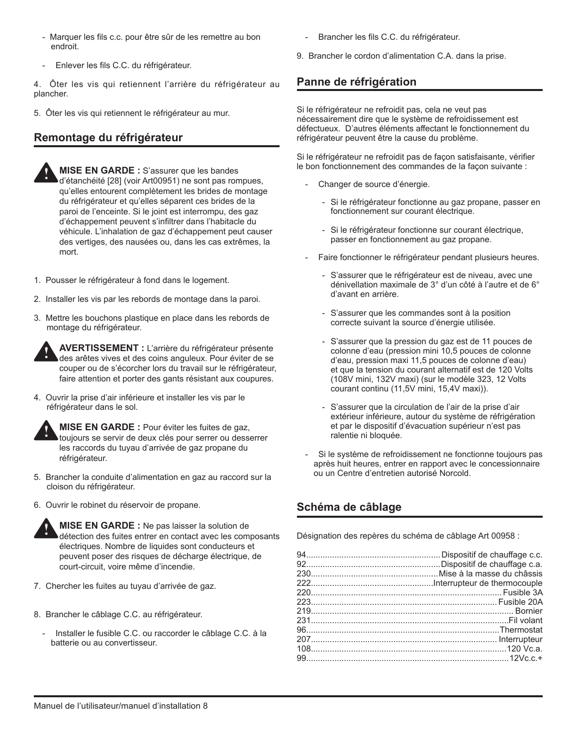- Marquer les fils c.c. pour être sûr de les remettre au bon endroit.
- Enlever les fils C.C. du réfrigérateur.

4. Ôter les vis qui retiennent l'arrière du réfrigérateur au plancher.

5. Ôter les vis qui retiennent le réfrigérateur au mur.

## Remontage du réfrigérateur

**MISE EN GARDE :** S'assurer que les bandes d'étanchéité [28] (voir Art00951) ne sont pas rompues, qu'elles entourent complètement les brides de montage du réfrigérateur et qu'elles séparent ces brides de la paroi de l'enceinte. Si le joint est interrompu, des gaz d'échappement peuvent s'infiltrer dans l'habitacle du véhicule. L'inhalation de gaz d'échappement peut causer des vertiges, des nausées ou, dans les cas extrêmes, la mort.

1. Pousser le réfrigérateur à fond dans le logement.

2. Installer les vis par les rebords de montage dans la paroi.

3. Mettre les bouchons plastique en place dans les rebords de montage du réfrigérateur.

**AVERTISSEMENT :** L'arrière du réfrigérateur présente des arêtes vives et des coins anguleux. Pour éviter de se couper ou de s'écorcher lors du travail sur le réfrigérateur, faire attention et porter des gants résistant aux coupures.

4. Ouvrir la prise d'air inférieure et installer les vis par le réfrigérateur dans le sol.

**MISE EN GARDE :** Pour éviter les fuites de gaz, toujours se servir de deux clés pour serrer ou desserrer les raccords du tuyau d'arrivée de gaz propane du réfrigérateur.

5. Brancher la conduite d'alimentation en gaz au raccord sur la cloison du réfrigérateur.

6. Ouvrir le robinet du réservoir de propane.

**MISE EN GARDE :** Ne pas laisser la solution de détection des fuites entrer en contact avec les composants électriques. Nombre de liquides sont conducteurs et peuvent poser des risques de décharge électrique, de court-circuit, voire même d'incendie.

7. Chercher les fuites au tuyau d'arrivée de gaz.

8. Brancher le câblage C.C. au réfrigérateur.

   - Installer le fusible C.C. ou raccorder le câblage C.C. à la batterie ou au convertisseur.
   - Brancher les fils C.C. du réfrigérateur.

9. Brancher le cordon d'alimentation C.A. dans la prise.

## Panne de réfrigération

Si le réfrigérateur ne refroidit pas, cela ne veut pas nécessairement dire que le système de refroidissement est défectueux. D'autres éléments affectant le fonctionnement du réfrigérateur peuvent être la cause du problème.

Si le réfrigérateur ne refroidit pas de façon satisfaisante, vérifier le bon fonctionnement des commandes de la façon suivante :

- Changer de source d'énergie.
  - Si le réfrigérateur fonctionne au gaz propane, passer en fonctionnement sur courant électrique.
  - Si le réfrigérateur fonctionne sur courant électrique, passer en fonctionnement au gaz propane.
- Faire fonctionner le réfrigérateur pendant plusieurs heures.
  - S'assurer que le réfrigérateur est de niveau, avec une dénivellation maximale de 3° d'un côté à l'autre et de 6° d'avant en arrière.
  - S'assurer que les commandes sont à la position correcte suivant la source d'énergie utilisée.
  - S'assurer que la pression du gaz est de 11 pouces de colonne d'eau (pression mini 10,5 pouces de colonne d'eau, pression maxi 11,5 pouces de colonne d'eau) et que la tension du courant alternatif est de 120 Volts (108V mini, 132V maxi) (sur le modèle 323, 12 Volts courant continu (11,5V mini, 15,4V maxi)).
  - S'assurer que la circulation de l'air de la prise d'air extérieur inférieure, autour du système de réfrigération et par le dispositif d'évacuation supérieur n'est pas ralentie ni bloquée.
- Si le système de refroidissement ne fonctionne toujours pas après huit heures, entrer en rapport avec le concessionnaire ou un Centre d'entretien autorisé Norcold.

## Schéma de câblage

Désignation des repères du schéma de câblage Art 00958 :

94......Dispositif de chauffage c.c.
92......Dispositif de chauffage c.a.
230......Mise à la masse du châssis
222......Interrupteur de thermocouple
220......Fusible 3A
223......Fusible 20A
219......Bornier
231......Fil volant
96......Thermostat
207......Interrupteur
108......120 Vc.a.
99......12Vc.c.+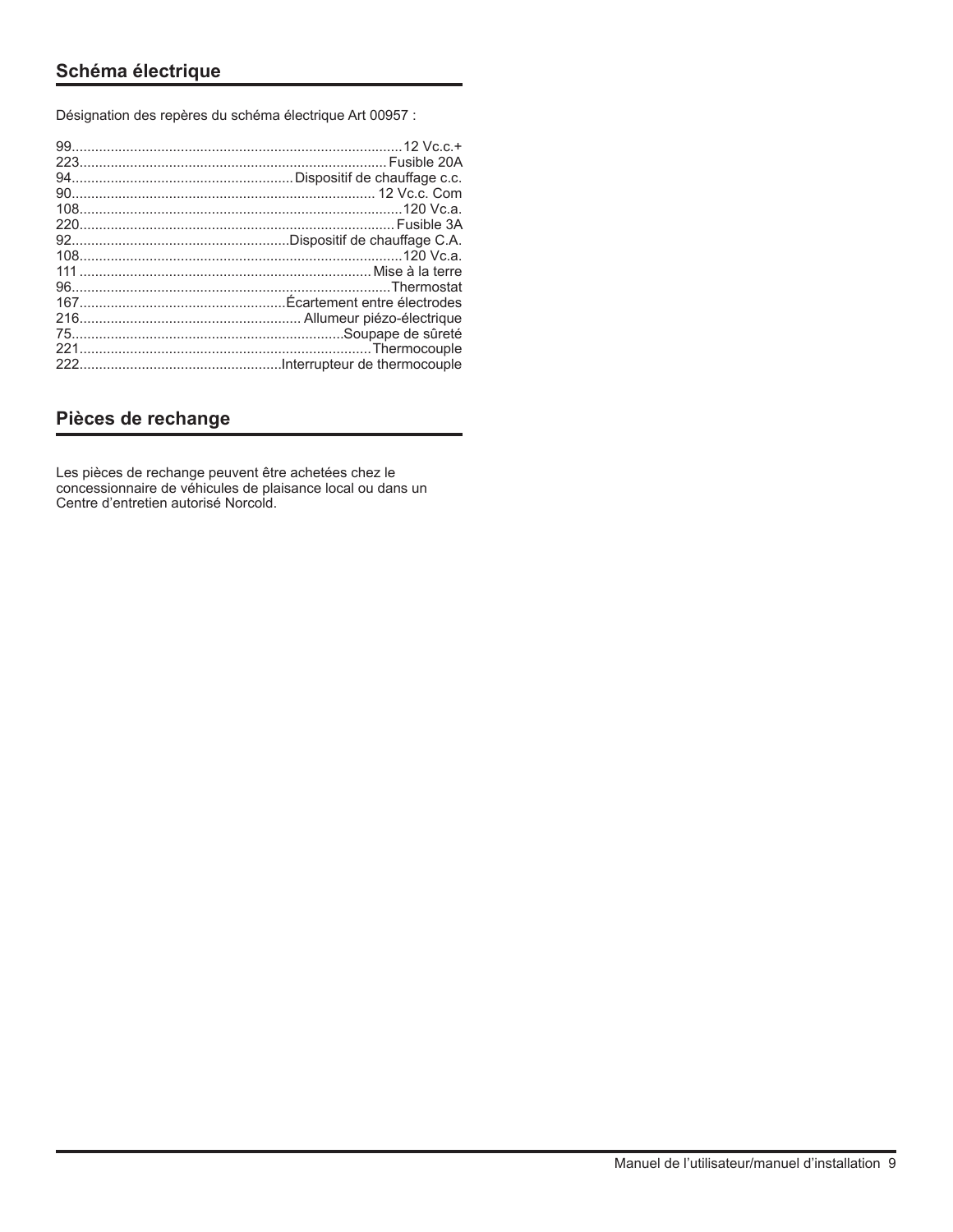## Schéma électrique

Désignation des repères du schéma électrique Art 00957 :

99........................................................................................12 Vc.c.+
223.......................................................................................Fusible 20A
94.......................................................Dispositif de chauffage c.c.
90............................................................................ 12 Vc.c. Com
108.......................................................................................120 Vc.a.
220.......................................................................................Fusible 3A
92......................................................Dispositif de chauffage C.A.
108.......................................................................................120 Vc.a.
111 ..........................................................................Mise à la terre
96.........................................................................................Thermostat
167....................................................Écartement entre électrodes
216...................................................... Allumeur piézo-électrique
75......................................................................Soupape de sûreté
221.................................................................................Thermocouple
222...................................................Interrupteur de thermocouple

## Pièces de rechange

Les pièces de rechange peuvent être achetées chez le concessionnaire de véhicules de plaisance local ou dans un Centre d'entretien autorisé Norcold.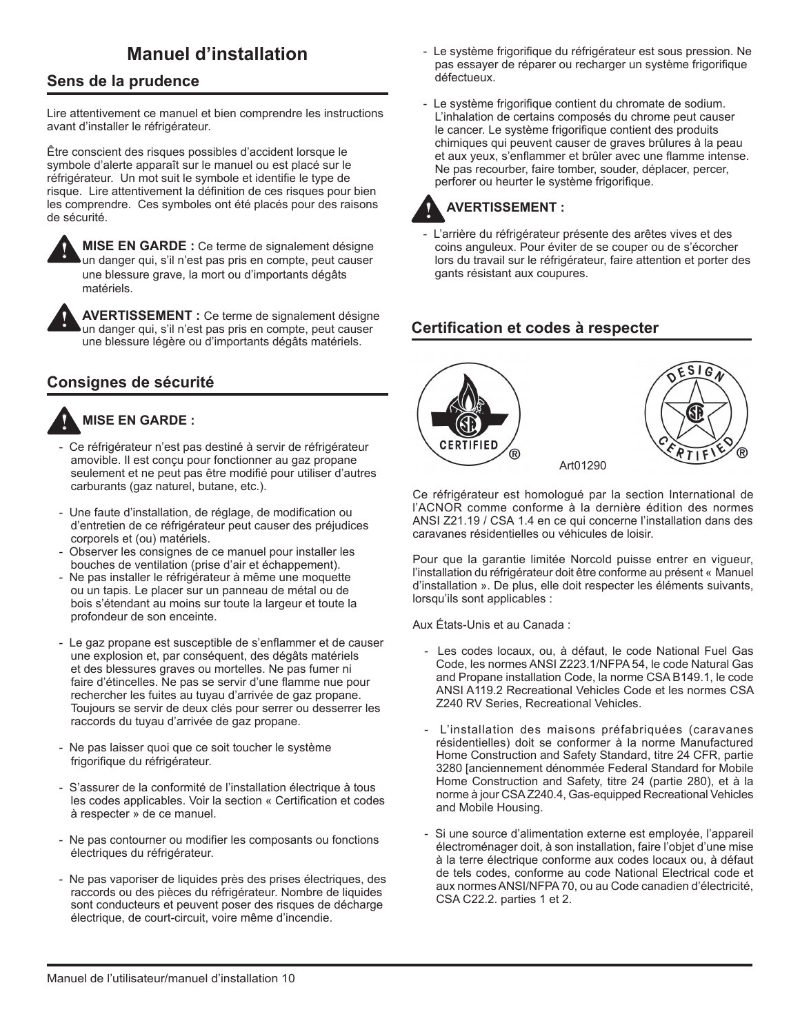// Manuel d'installation

# Manuel d'installation

## Sens de la prudence

Lire attentivement ce manuel et bien comprendre les instructions avant d'installer le réfrigérateur.

Être conscient des risques possibles d'accident lorsque le symbole d'alerte apparaît sur le manuel ou est placé sur le réfrigérateur. Un mot suit le symbole et identifie le type de risque. Lire attentivement la définition de ces risques pour bien les comprendre. Ces symboles ont été placés pour des raisons de sécurité.

**MISE EN GARDE :** Ce terme de signalement désigne un danger qui, s'il n'est pas pris en compte, peut causer une blessure grave, la mort ou d'importants dégâts matériels.

**AVERTISSEMENT :** Ce terme de signalement désigne un danger qui, s'il n'est pas pris en compte, peut causer une blessure légère ou d'importants dégâts matériels.

## Consignes de sécurité

**MISE EN GARDE :**

- Ce réfrigérateur n'est pas destiné à servir de réfrigérateur amovible. Il est conçu pour fonctionner au gaz propane seulement et ne peut pas être modifié pour utiliser d'autres carburants (gaz naturel, butane, etc.).
- Une faute d'installation, de réglage, de modification ou d'entretien de ce réfrigérateur peut causer des préjudices corporels et (ou) matériels.
- Observer les consignes de ce manuel pour installer les bouches de ventilation (prise d'air et échappement).
- Ne pas installer le réfrigérateur à même une moquette ou un tapis. Le placer sur un panneau de métal ou de bois s'étendant au moins sur toute la largeur et toute la profondeur de son enceinte.
- Le gaz propane est susceptible de s'enflammer et de causer une explosion et, par conséquent, des dégâts matériels et des blessures graves ou mortelles. Ne pas fumer ni faire d'étincelles. Ne pas se servir d'une flamme nue pour rechercher les fuites au tuyau d'arrivée de gaz propane. Toujours se servir de deux clés pour serrer ou desserrer les raccords du tuyau d'arrivée de gaz propane.
- Ne pas laisser quoi que ce soit toucher le système frigorifique du réfrigérateur.
- S'assurer de la conformité de l'installation électrique à tous les codes applicables. Voir la section « Certification et codes à respecter » de ce manuel.
- Ne pas contourner ou modifier les composants ou fonctions électriques du réfrigérateur.
- Ne pas vaporiser de liquides près des prises électriques, des raccords ou des pièces du réfrigérateur. Nombre de liquides sont conducteurs et peuvent poser des risques de décharge électrique, de court-circuit, voire même d'incendie.
- Le système frigorifique du réfrigérateur est sous pression. Ne pas essayer de réparer ou recharger un système frigorifique défectueux.
- Le système frigorifique contient du chromate de sodium. L'inhalation de certains composés du chrome peut causer le cancer. Le système frigorifique contient des produits chimiques qui peuvent causer de graves brûlures à la peau et aux yeux, s'enflammer et brûler avec une flamme intense. Ne pas recourber, faire tomber, souder, déplacer, percer, perforer ou heurter le système frigorifique.

**AVERTISSEMENT :**

- L'arrière du réfrigérateur présente des arêtes vives et des coins anguleux. Pour éviter de se couper ou de s'écorcher lors du travail sur le réfrigérateur, faire attention et porter des gants résistant aux coupures.

## Certification et codes à respecter

Art01290

Ce réfrigérateur est homologué par la section International de l'ACNOR comme conforme à la dernière édition des normes ANSI Z21.19 / CSA 1.4 en ce qui concerne l'installation dans des caravanes résidentielles ou véhicules de loisir.

Pour que la garantie limitée Norcold puisse entrer en vigueur, l'installation du réfrigérateur doit être conforme au présent « Manuel d'installation ». De plus, elle doit respecter les éléments suivants, lorsqu'ils sont applicables :

Aux États-Unis et au Canada :

- Les codes locaux, ou, à défaut, le code National Fuel Gas Code, les normes ANSI Z223.1/NFPA 54, le code Natural Gas and Propane installation Code, la norme CSA B149.1, le code ANSI A119.2 Recreational Vehicles Code et les normes CSA Z240 RV Series, Recreational Vehicles.
- L'installation des maisons préfabriquées (caravanes résidentielles) doit se conformer à la norme Manufactured Home Construction and Safety Standard, titre 24 CFR, partie 3280 [anciennement dénommée Federal Standard for Mobile Home Construction and Safety, titre 24 (partie 280), et à la norme à jour CSA Z240.4, Gas-equipped Recreational Vehicles and Mobile Housing.
- Si une source d'alimentation externe est employée, l'appareil électroménager doit, à son installation, faire l'objet d'une mise à la terre électrique conforme aux codes locaux ou, à défaut de tels codes, conforme au code National Electrical code et aux normes ANSI/NFPA 70, ou au Code canadien d'électricité, CSA C22.2. parties 1 et 2.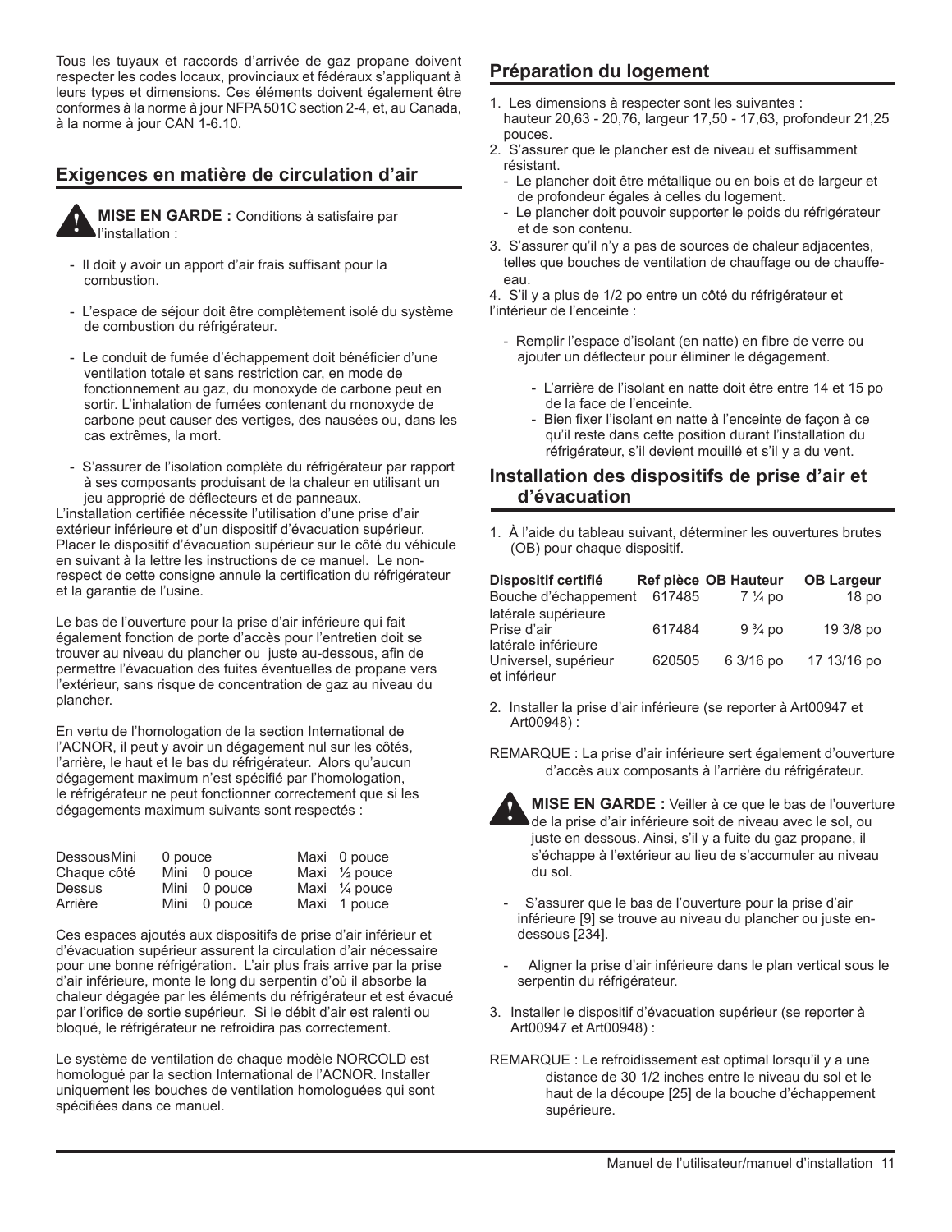Tous les tuyaux et raccords d'arrivée de gaz propane doivent respecter les codes locaux, provinciaux et fédéraux s'appliquant à leurs types et dimensions. Ces éléments doivent également être conformes à la norme à jour NFPA 501C section 2-4, et, au Canada, à la norme à jour CAN 1-6.10.

## Exigences en matière de circulation d'air

**MISE EN GARDE :** Conditions à satisfaire par l'installation :

- Il doit y avoir un apport d'air frais suffisant pour la combustion.
- L'espace de séjour doit être complètement isolé du système de combustion du réfrigérateur.
- Le conduit de fumée d'échappement doit bénéficier d'une ventilation totale et sans restriction car, en mode de fonctionnement au gaz, du monoxyde de carbone peut en sortir. L'inhalation de fumées contenant du monoxyde de carbone peut causer des vertiges, des nausées ou, dans les cas extrêmes, la mort.
- S'assurer de l'isolation complète du réfrigérateur par rapport à ses composants produisant de la chaleur en utilisant un jeu approprié de déflecteurs et de panneaux.

L'installation certifiée nécessite l'utilisation d'une prise d'air extérieur inférieure et d'un dispositif d'évacuation supérieur. Placer le dispositif d'évacuation supérieur sur le côté du véhicule en suivant à la lettre les instructions de ce manuel. Le non-respect de cette consigne annule la certification du réfrigérateur et la garantie de l'usine.

Le bas de l'ouverture pour la prise d'air inférieure qui fait également fonction de porte d'accès pour l'entretien doit se trouver au niveau du plancher ou juste au-dessous, afin de permettre l'évacuation des fuites éventuelles de propane vers l'extérieur, sans risque de concentration de gaz au niveau du plancher.

En vertu de l'homologation de la section International de l'ACNOR, il peut y avoir un dégagement nul sur les côtés, l'arrière, le haut et le bas du réfrigérateur. Alors qu'aucun dégagement maximum n'est spécifié par l'homologation, le réfrigérateur ne peut fonctionner correctement que si les dégagements maximum suivants sont respectés :

| | | |
|---|---|---|
| Dessous | Mini 0 pouce | Maxi 0 pouce |
| Chaque côté | Mini 0 pouce | Maxi ½ pouce |
| Dessus | Mini 0 pouce | Maxi ¼ pouce |
| Arrière | Mini 0 pouce | Maxi 1 pouce |

Ces espaces ajoutés aux dispositifs de prise d'air inférieur et d'évacuation supérieur assurent la circulation d'air nécessaire pour une bonne réfrigération. L'air plus frais arrive par la prise d'air inférieure, monte le long du serpentin d'où il absorbe la chaleur dégagée par les éléments du réfrigérateur et est évacué par l'orifice de sortie supérieur. Si le débit d'air est ralenti ou bloqué, le réfrigérateur ne refroidira pas correctement.

Le système de ventilation de chaque modèle NORCOLD est homologué par la section International de l'ACNOR. Installer uniquement les bouches de ventilation homologuées qui sont spécifiées dans ce manuel.

## Préparation du logement

1. Les dimensions à respecter sont les suivantes : hauteur 20,63 - 20,76, largeur 17,50 - 17,63, profondeur 21,25 pouces.
2. S'assurer que le plancher est de niveau et suffisamment résistant.
   - Le plancher doit être métallique ou en bois et de largeur et de profondeur égales à celles du logement.
   - Le plancher doit pouvoir supporter le poids du réfrigérateur et de son contenu.
3. S'assurer qu'il n'y a pas de sources de chaleur adjacentes, telles que bouches de ventilation de chauffage ou de chauffe-eau.
4. S'il y a plus de 1/2 po entre un côté du réfrigérateur et l'intérieur de l'enceinte :
   - Remplir l'espace d'isolant (en natte) en fibre de verre ou ajouter un déflecteur pour éliminer le dégagement.
     - L'arrière de l'isolant en natte doit être entre 14 et 15 po de la face de l'enceinte.
     - Bien fixer l'isolant en natte à l'enceinte de façon à ce qu'il reste dans cette position durant l'installation du réfrigérateur, s'il devient mouillé et s'il y a du vent.

## Installation des dispositifs de prise d'air et d'évacuation

1. À l'aide du tableau suivant, déterminer les ouvertures brutes (OB) pour chaque dispositif.

| Dispositif certifié | Ref pièce | OB Hauteur | OB Largeur |
|---|---|---|---|
| Bouche d'échappement latérale supérieure | 617485 | 7 ¼ po | 18 po |
| Prise d'air latérale inférieure | 617484 | 9 ¾ po | 19 3/8 po |
| Universel, supérieur et inférieur | 620505 | 6 3/16 po | 17 13/16 po |

2. Installer la prise d'air inférieure (se reporter à Art00947 et Art00948) :

REMARQUE : La prise d'air inférieure sert également d'ouverture d'accès aux composants à l'arrière du réfrigérateur.

**MISE EN GARDE :** Veiller à ce que le bas de l'ouverture de la prise d'air inférieure soit de niveau avec le sol, ou juste en dessous. Ainsi, s'il y a fuite du gaz propane, il s'échappe à l'extérieur au lieu de s'accumuler au niveau du sol.

- S'assurer que le bas de l'ouverture pour la prise d'air inférieure [9] se trouve au niveau du plancher ou juste en-dessous [234].
- Aligner la prise d'air inférieure dans le plan vertical sous le serpentin du réfrigérateur.

3. Installer le dispositif d'évacuation supérieur (se reporter à Art00947 et Art00948) :

REMARQUE : Le refroidissement est optimal lorsqu'il y a une distance de 30 1/2 inches entre le niveau du sol et le haut de la découpe [25] de la bouche d'échappement supérieure.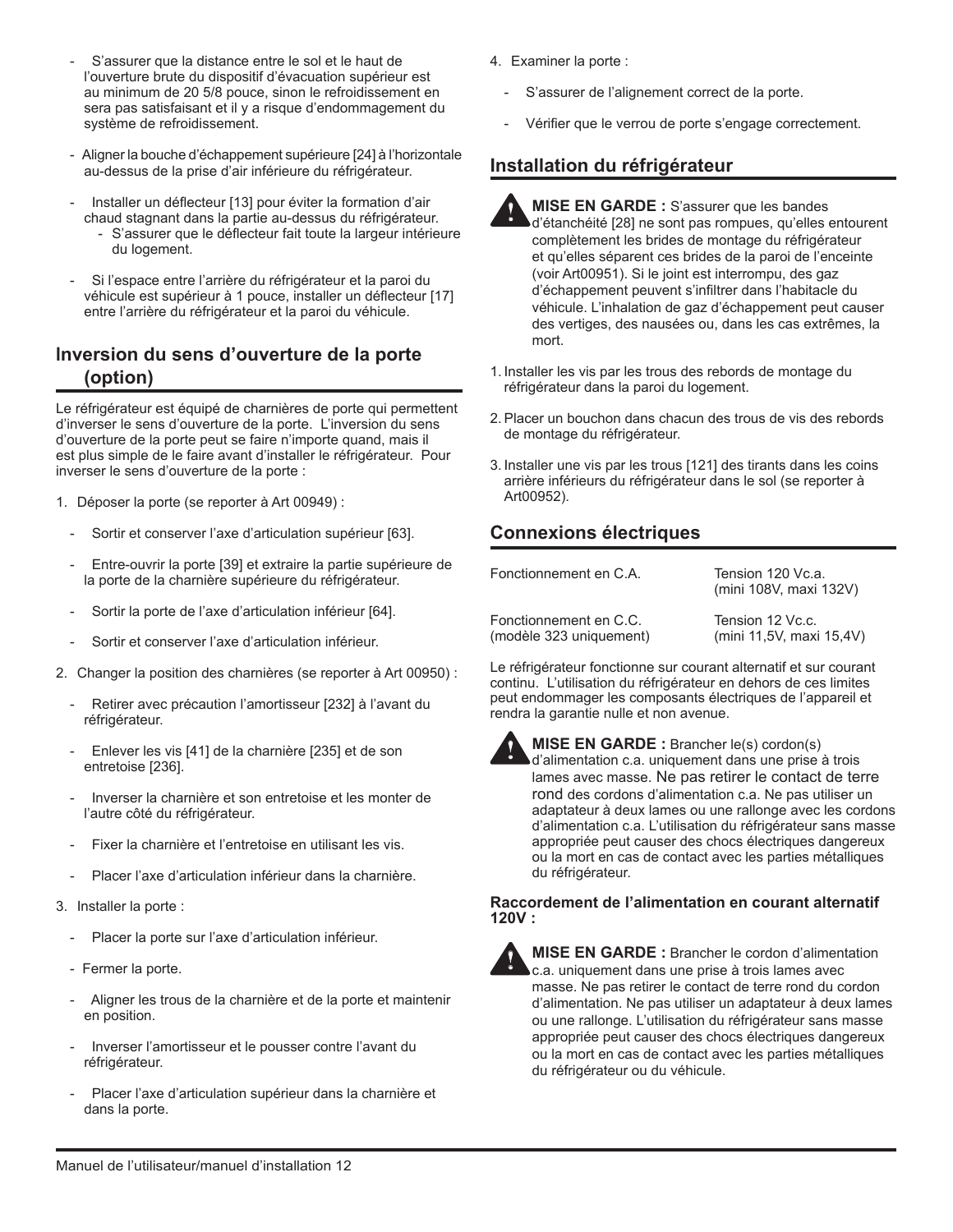- S'assurer que la distance entre le sol et le haut de l'ouverture brute du dispositif d'évacuation supérieur est au minimum de 20 5/8 pouce, sinon le refroidissement en sera pas satisfaisant et il y a risque d'endommagement du système de refroidissement.
- Aligner la bouche d'échappement supérieure [24] à l'horizontale au-dessus de la prise d'air inférieure du réfrigérateur.
- Installer un déflecteur [13] pour éviter la formation d'air chaud stagnant dans la partie au-dessus du réfrigérateur.
  - S'assurer que le déflecteur fait toute la largeur intérieure du logement.
- Si l'espace entre l'arrière du réfrigérateur et la paroi du véhicule est supérieur à 1 pouce, installer un déflecteur [17] entre l'arrière du réfrigérateur et la paroi du véhicule.

## Inversion du sens d'ouverture de la porte (option)

Le réfrigérateur est équipé de charnières de porte qui permettent d'inverser le sens d'ouverture de la porte. L'inversion du sens d'ouverture de la porte peut se faire n'importe quand, mais il est plus simple de le faire avant d'installer le réfrigérateur. Pour inverser le sens d'ouverture de la porte :

1. Déposer la porte (se reporter à Art 00949) :
   - Sortir et conserver l'axe d'articulation supérieur [63].
   - Entre-ouvrir la porte [39] et extraire la partie supérieure de la porte de la charnière supérieure du réfrigérateur.
   - Sortir la porte de l'axe d'articulation inférieur [64].
   - Sortir et conserver l'axe d'articulation inférieur.
2. Changer la position des charnières (se reporter à Art 00950) :
   - Retirer avec précaution l'amortisseur [232] à l'avant du réfrigérateur.
   - Enlever les vis [41] de la charnière [235] et de son entretoise [236].
   - Inverser la charnière et son entretoise et les monter de l'autre côté du réfrigérateur.
   - Fixer la charnière et l'entretoise en utilisant les vis.
   - Placer l'axe d'articulation inférieur dans la charnière.
3. Installer la porte :
   - Placer la porte sur l'axe d'articulation inférieur.
   - Fermer la porte.
   - Aligner les trous de la charnière et de la porte et maintenir en position.
   - Inverser l'amortisseur et le pousser contre l'avant du réfrigérateur.
   - Placer l'axe d'articulation supérieur dans la charnière et dans la porte.
4. Examiner la porte :
   - S'assurer de l'alignement correct de la porte.
   - Vérifier que le verrou de porte s'engage correctement.

## Installation du réfrigérateur

**MISE EN GARDE :** S'assurer que les bandes d'étanchéité [28] ne sont pas rompues, qu'elles entourent complètement les brides de montage du réfrigérateur et qu'elles séparent ces brides de la paroi de l'enceinte (voir Art00951). Si le joint est interrompu, des gaz d'échappement peuvent s'infiltrer dans l'habitacle du véhicule. L'inhalation de gaz d'échappement peut causer des vertiges, des nausées ou, dans les cas extrêmes, la mort.

1. Installer les vis par les trous des rebords de montage du réfrigérateur dans la paroi du logement.
2. Placer un bouchon dans chacun des trous de vis des rebords de montage du réfrigérateur.
3. Installer une vis par les trous [121] des tirants dans les coins arrière inférieurs du réfrigérateur dans le sol (se reporter à Art00952).

## Connexions électriques

| | |
|---|---|
| Fonctionnement en C.A. | Tension 120 Vc.a. (mini 108V, maxi 132V) |
| Fonctionnement en C.C. (modèle 323 uniquement) | Tension 12 Vc.c. (mini 11,5V, maxi 15,4V) |

Le réfrigérateur fonctionne sur courant alternatif et sur courant continu. L'utilisation du réfrigérateur en dehors de ces limites peut endommager les composants électriques de l'appareil et rendra la garantie nulle et non avenue.

**MISE EN GARDE :** Brancher le(s) cordon(s) d'alimentation c.a. uniquement dans une prise à trois lames avec masse. Ne pas retirer le contact de terre rond des cordons d'alimentation c.a. Ne pas utiliser un adaptateur à deux lames ou une rallonge avec les cordons d'alimentation c.a. L'utilisation du réfrigérateur sans masse appropriée peut causer des chocs électriques dangereux ou la mort en cas de contact avec les parties métalliques du réfrigérateur.

**Raccordement de l'alimentation en courant alternatif 120V :**

**MISE EN GARDE :** Brancher le cordon d'alimentation c.a. uniquement dans une prise à trois lames avec masse. Ne pas retirer le contact de terre rond du cordon d'alimentation. Ne pas utiliser un adaptateur à deux lames ou une rallonge. L'utilisation du réfrigérateur sans masse appropriée peut causer des chocs électriques dangereux ou la mort en cas de contact avec les parties métalliques du réfrigérateur ou du véhicule.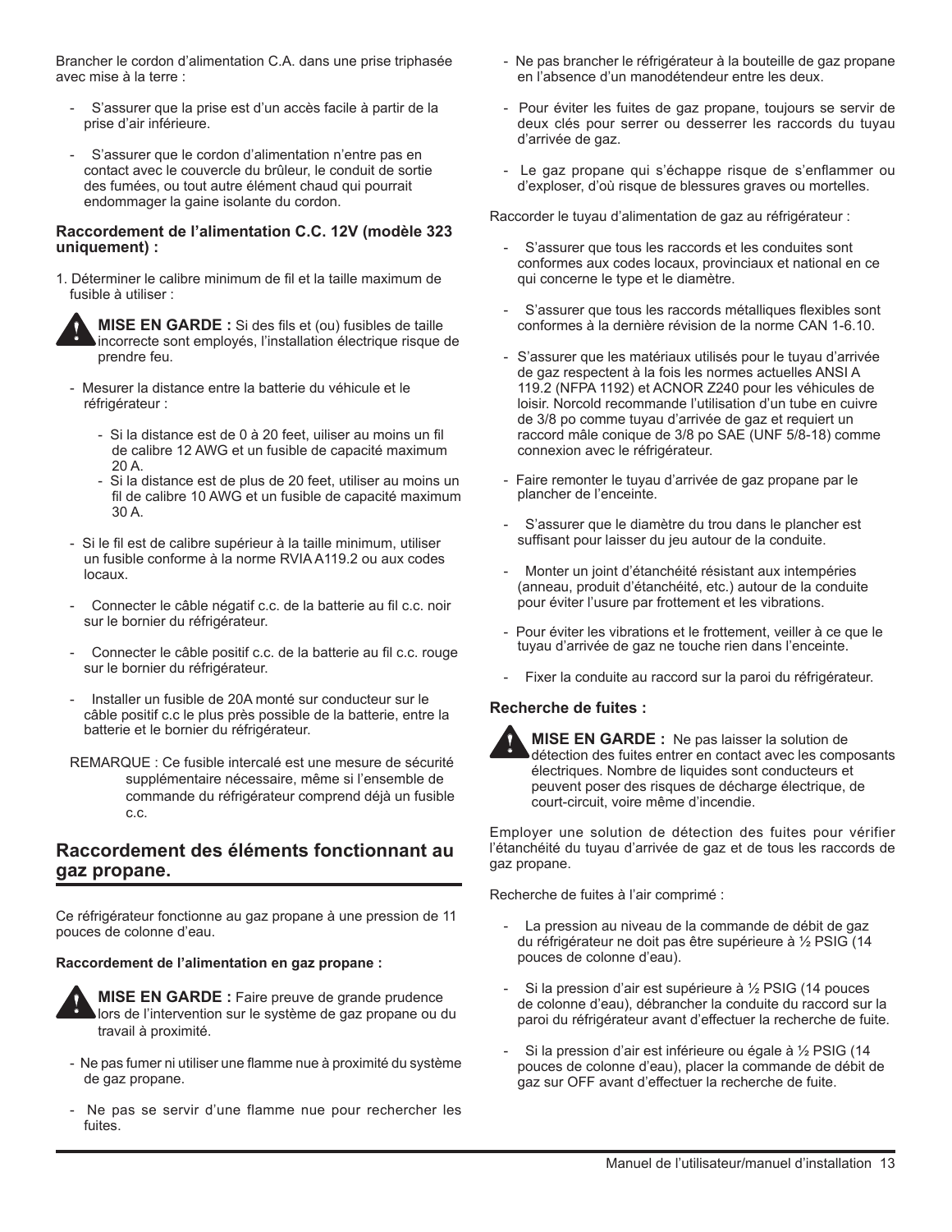Brancher le cordon d'alimentation C.A. dans une prise triphasée avec mise à la terre :

- S'assurer que la prise est d'un accès facile à partir de la prise d'air inférieure.
- S'assurer que le cordon d'alimentation n'entre pas en contact avec le couvercle du brûleur, le conduit de sortie des fumées, ou tout autre élément chaud qui pourrait endommager la gaine isolante du cordon.

**Raccordement de l'alimentation C.C. 12V (modèle 323 uniquement) :**

1. Déterminer le calibre minimum de fil et la taille maximum de fusible à utiliser :

**MISE EN GARDE :** Si des fils et (ou) fusibles de taille incorrecte sont employés, l'installation électrique risque de prendre feu.

- Mesurer la distance entre la batterie du véhicule et le réfrigérateur :
  - Si la distance est de 0 à 20 feet, uiliser au moins un fil de calibre 12 AWG et un fusible de capacité maximum 20 A.
  - Si la distance est de plus de 20 feet, utiliser au moins un fil de calibre 10 AWG et un fusible de capacité maximum 30 A.
- Si le fil est de calibre supérieur à la taille minimum, utiliser un fusible conforme à la norme RVIA A119.2 ou aux codes locaux.
- Connecter le câble négatif c.c. de la batterie au fil c.c. noir sur le bornier du réfrigérateur.
- Connecter le câble positif c.c. de la batterie au fil c.c. rouge sur le bornier du réfrigérateur.
- Installer un fusible de 20A monté sur conducteur sur le câble positif c.c le plus près possible de la batterie, entre la batterie et le bornier du réfrigérateur.

REMARQUE : Ce fusible intercalé est une mesure de sécurité supplémentaire nécessaire, même si l'ensemble de commande du réfrigérateur comprend déjà un fusible c.c.

## Raccordement des éléments fonctionnant au gaz propane.

Ce réfrigérateur fonctionne au gaz propane à une pression de 11 pouces de colonne d'eau.

**Raccordement de l'alimentation en gaz propane :**

**MISE EN GARDE :** Faire preuve de grande prudence lors de l'intervention sur le système de gaz propane ou du travail à proximité.

- Ne pas fumer ni utiliser une flamme nue à proximité du système de gaz propane.
- Ne pas se servir d'une flamme nue pour rechercher les fuites.
- Ne pas brancher le réfrigérateur à la bouteille de gaz propane en l'absence d'un manodétendeur entre les deux.
- Pour éviter les fuites de gaz propane, toujours se servir de deux clés pour serrer ou desserrer les raccords du tuyau d'arrivée de gaz.
- Le gaz propane qui s'échappe risque de s'enflammer ou d'exploser, d'où risque de blessures graves ou mortelles.

Raccorder le tuyau d'alimentation de gaz au réfrigérateur :

- S'assurer que tous les raccords et les conduites sont conformes aux codes locaux, provinciaux et national en ce qui concerne le type et le diamètre.
- S'assurer que tous les raccords métalliques flexibles sont conformes à la dernière révision de la norme CAN 1-6.10.
- S'assurer que les matériaux utilisés pour le tuyau d'arrivée de gaz respectent à la fois les normes actuelles ANSI A 119.2 (NFPA 1192) et ACNOR Z240 pour les véhicules de loisir. Norcold recommande l'utilisation d'un tube en cuivre de 3/8 po comme tuyau d'arrivée de gaz et requiert un raccord mâle conique de 3/8 po SAE (UNF 5/8-18) comme connexion avec le réfrigérateur.
- Faire remonter le tuyau d'arrivée de gaz propane par le plancher de l'enceinte.
- S'assurer que le diamètre du trou dans le plancher est suffisant pour laisser du jeu autour de la conduite.
- Monter un joint d'étanchéité résistant aux intempéries (anneau, produit d'étanchéité, etc.) autour de la conduite pour éviter l'usure par frottement et les vibrations.
- Pour éviter les vibrations et le frottement, veiller à ce que le tuyau d'arrivée de gaz ne touche rien dans l'enceinte.
- Fixer la conduite au raccord sur la paroi du réfrigérateur.

**Recherche de fuites :**

**MISE EN GARDE :** Ne pas laisser la solution de détection des fuites entrer en contact avec les composants électriques. Nombre de liquides sont conducteurs et peuvent poser des risques de décharge électrique, de court-circuit, voire même d'incendie.

Employer une solution de détection des fuites pour vérifier l'étanchéité du tuyau d'arrivée de gaz et de tous les raccords de gaz propane.

Recherche de fuites à l'air comprimé :

- La pression au niveau de la commande de débit de gaz du réfrigérateur ne doit pas être supérieure à ½ PSIG (14 pouces de colonne d'eau).
- Si la pression d'air est supérieure à ½ PSIG (14 pouces de colonne d'eau), débrancher la conduite du raccord sur la paroi du réfrigérateur avant d'effectuer la recherche de fuite.
- Si la pression d'air est inférieure ou égale à ½ PSIG (14 pouces de colonne d'eau), placer la commande de débit de gaz sur OFF avant d'effectuer la recherche de fuite.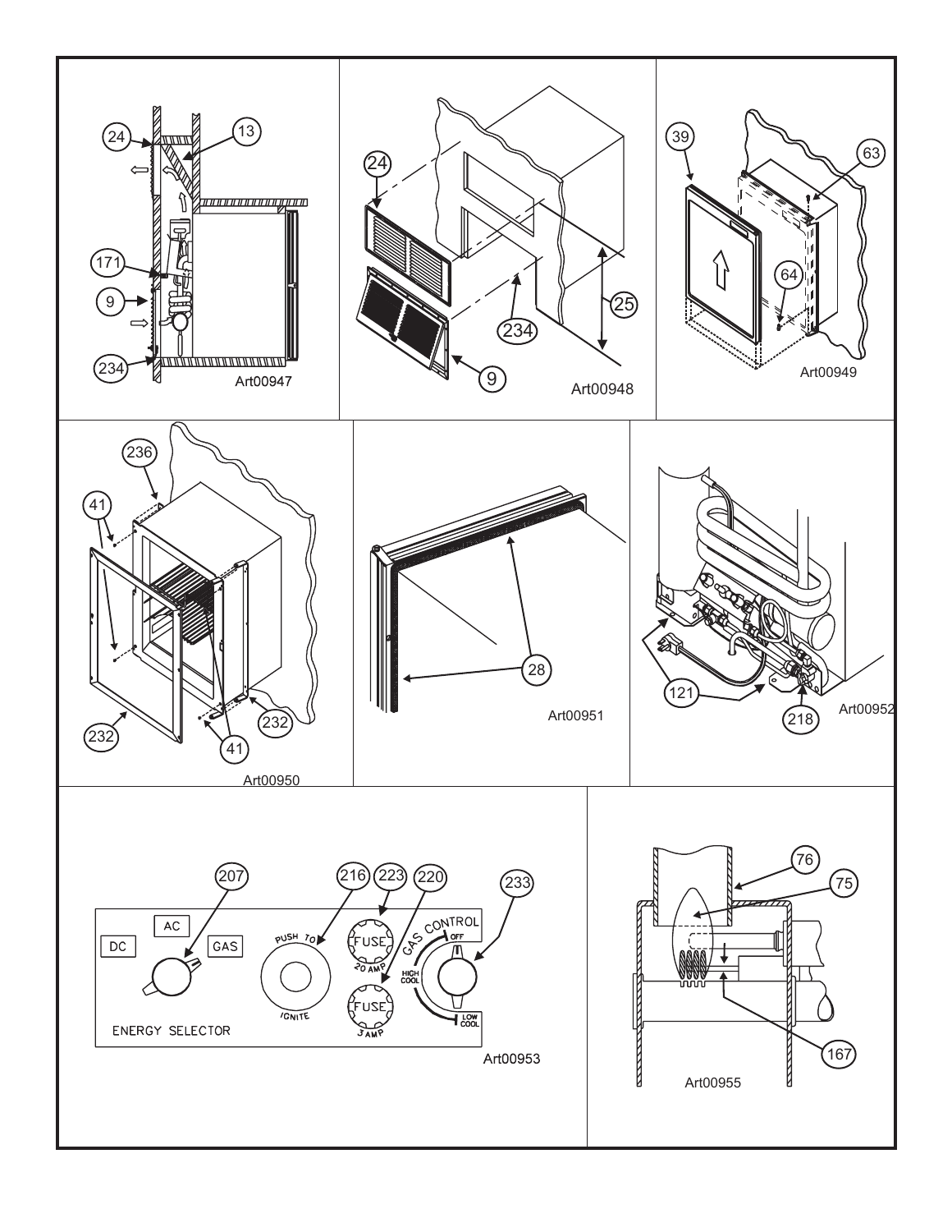Art00947

Art00948

Art00949

Art00950

Art00951

Art00952

Art00953

Art00955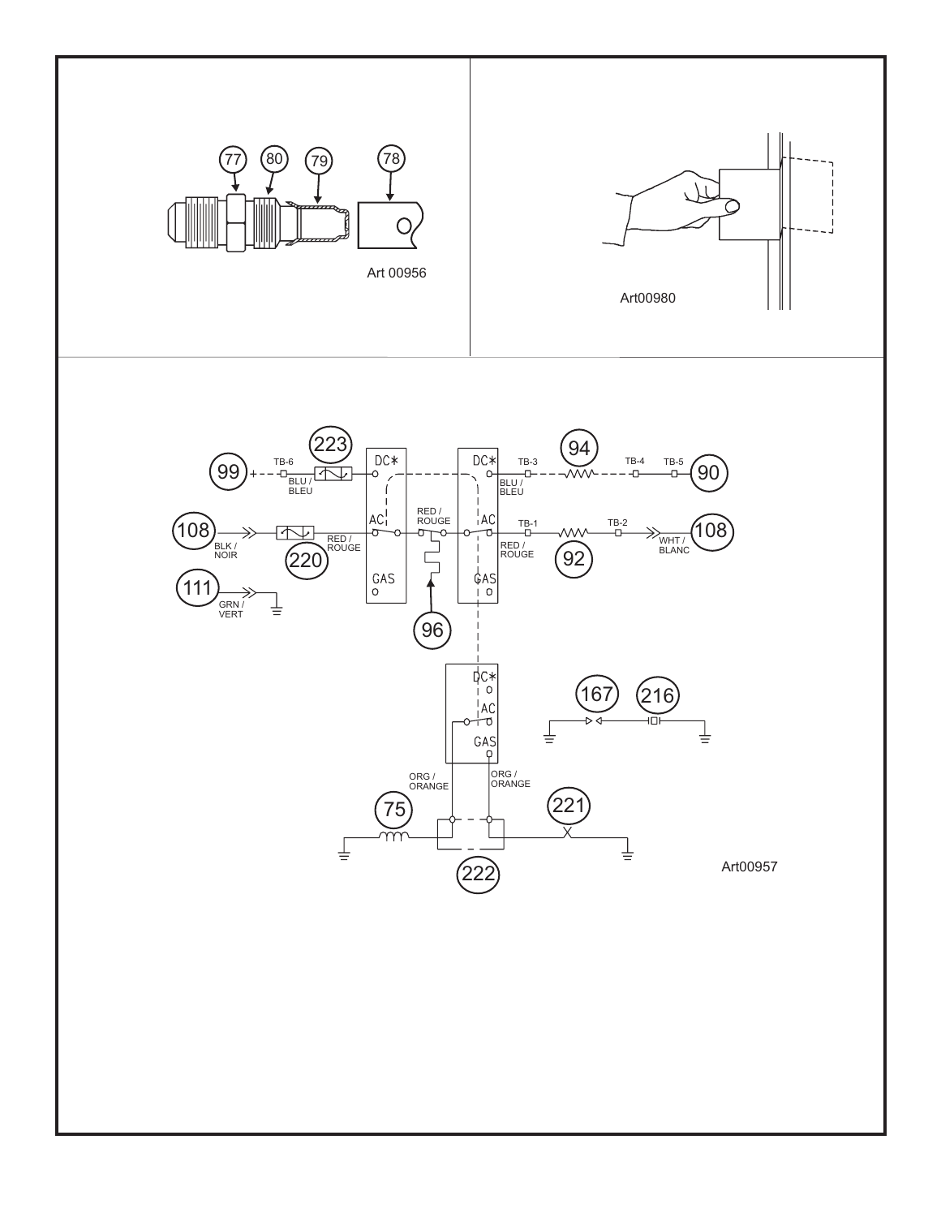77 80 79 78

Art 00956

Art00980

223 94

99 TB-6 DC* DC* TB-3 TB-4 TB-5 90

BLU / BLEU BLU / BLEU

RED / ROUGE

108 AC AC TB-1 TB-2 108

BLK / NOIR RED / ROUGE RED / ROUGE WHT / BLANC

220 92

GAS GAS

111

GRN / VERT

96

DC*

167 216

AC

GAS

ORG / ORANGE ORG / ORANGE

75 221

222

Art00957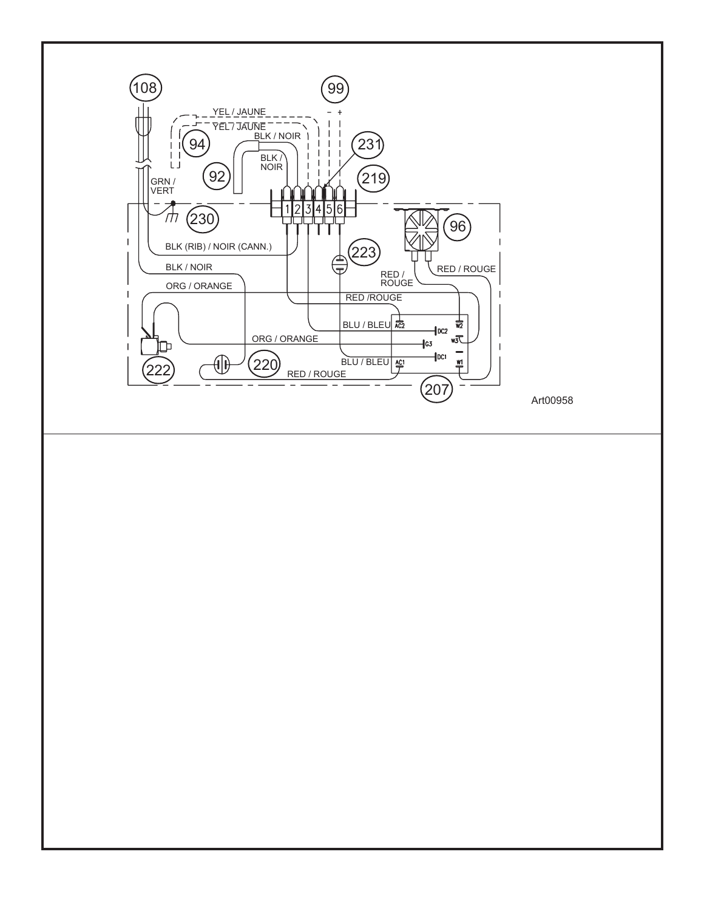108

99

YEL / JAUNE

YEL / JAUNE

– +

94

BLK / NOIR

231

92

BLK / NOIR

219

GRN / VERT

1 2 3 4 5 6

230

96

BLK (RIB) / NOIR (CANN.)

223

BLK / NOIR

RED / ROUGE

RED / ROUGE

ORG / ORANGE

RED /ROUGE

BLU / BLEU

AC2

DC2

W2

W3

ORG / ORANGE

G3

DC1

BLU / BLEU

AC1

W1

222

220

RED / ROUGE

207

Art00958